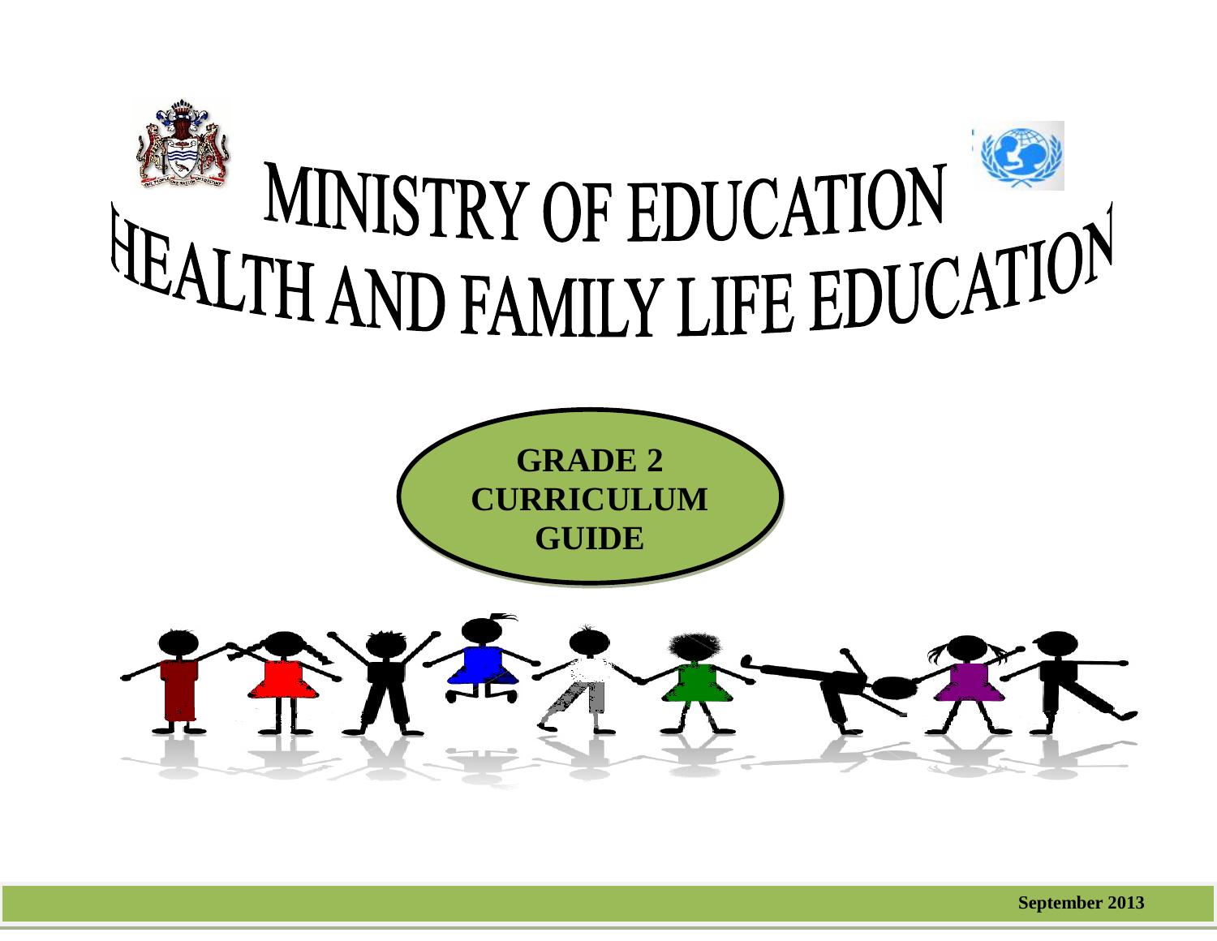# MINISTRY OF EDUCATION

# HEALTH AND FAMILY LIFE EDUCATION

## GRADE 2 CURRICULUM GUIDE

**September 2013**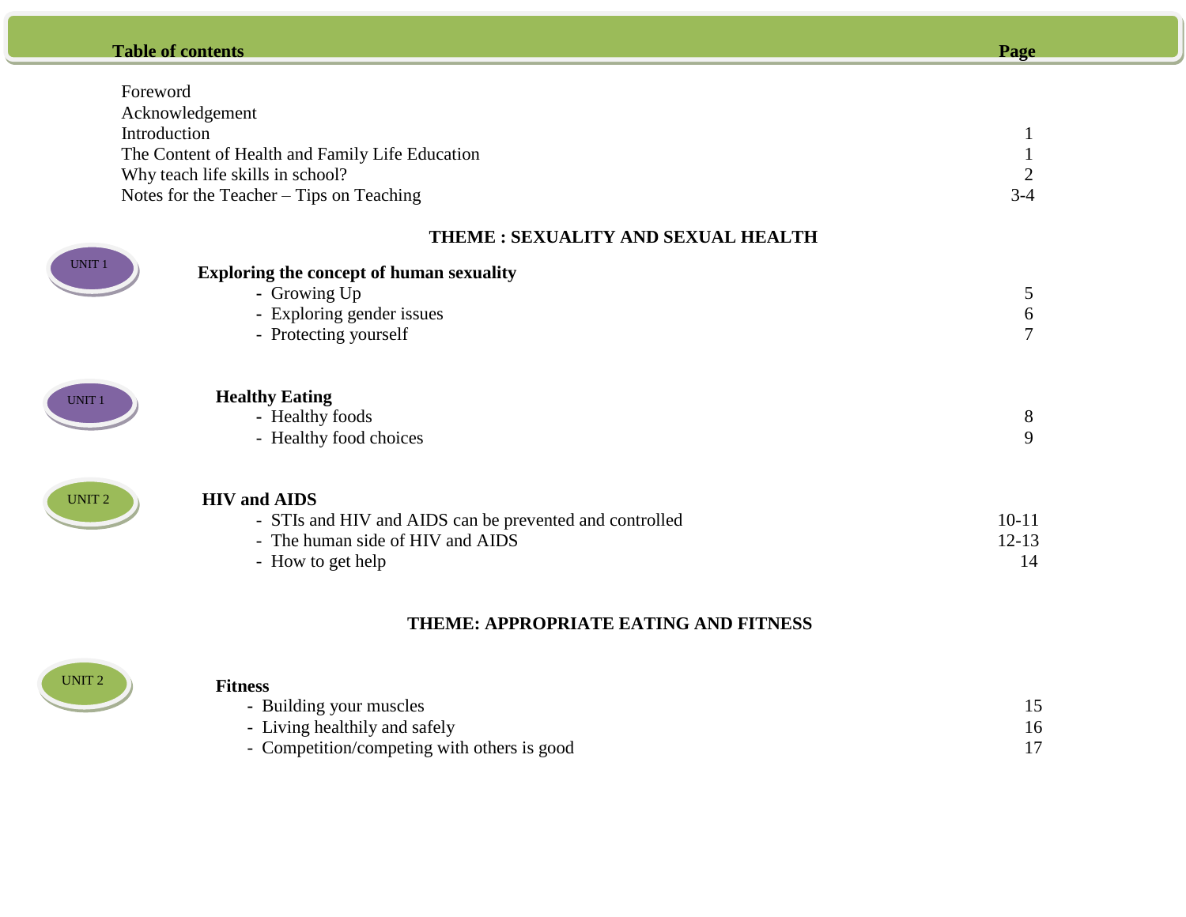## Table of contents

| Table of contents | Page |
|---|---|
| Foreword | |
| Acknowledgement | |
| Introduction | 1 |
| The Content of Health and Family Life Education | 1 |
| Why teach life skills in school? | 2 |
| Notes for the Teacher – Tips on Teaching | 3-4 |

### THEME : SEXUALITY AND SEXUAL HEALTH

UNIT 1

**Exploring the concept of human sexuality**

| | Page |
|---|---|
| - Growing Up | 5 |
| - Exploring gender issues | 6 |
| - Protecting yourself | 7 |

UNIT 1

**Healthy Eating**

| | Page |
|---|---|
| - Healthy foods | 8 |
| - Healthy food choices | 9 |

UNIT 2

**HIV and AIDS**

| | Page |
|---|---|
| - STIs and HIV and AIDS can be prevented and controlled | 10-11 |
| - The human side of HIV and AIDS | 12-13 |
| - How to get help | 14 |

### THEME: APPROPRIATE EATING AND FITNESS

UNIT 2

**Fitness**

| | Page |
|---|---|
| - Building your muscles | 15 |
| - Living healthily and safely | 16 |
| - Competition/competing with others is good | 17 |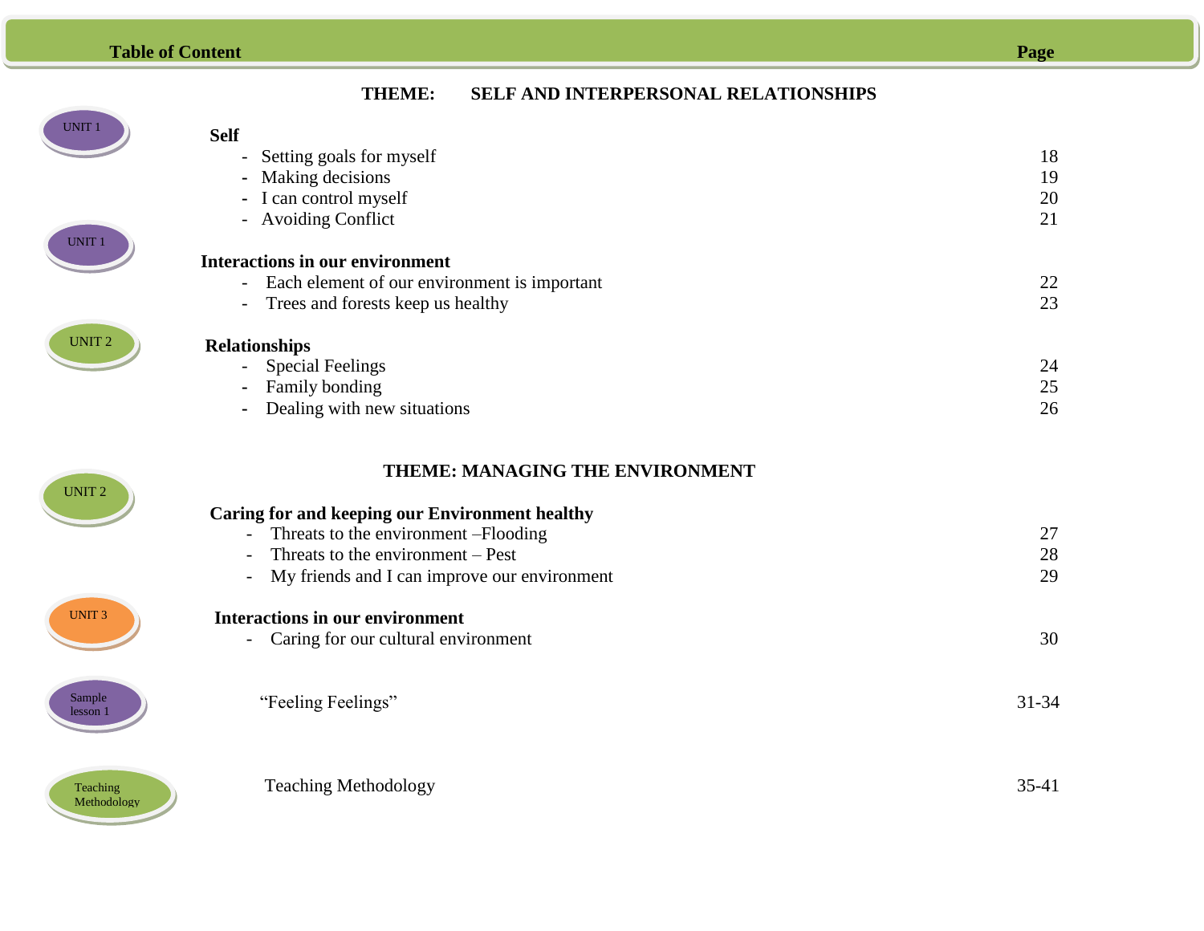| Table of Content | | Page |
|---|---|---|
| | **THEME: SELF AND INTERPERSONAL RELATIONSHIPS** | |
| UNIT 1 | **Self** | |
| | - Setting goals for myself | 18 |
| | - Making decisions | 19 |
| | - I can control myself | 20 |
| | - Avoiding Conflict | 21 |
| UNIT 1 | **Interactions in our environment** | |
| | - Each element of our environment is important | 22 |
| | - Trees and forests keep us healthy | 23 |
| UNIT 2 | **Relationships** | |
| | - Special Feelings | 24 |
| | - Family bonding | 25 |
| | - Dealing with new situations | 26 |
| | **THEME: MANAGING THE ENVIRONMENT** | |
| UNIT 2 | **Caring for and keeping our Environment healthy** | |
| | - Threats to the environment –Flooding | 27 |
| | - Threats to the environment – Pest | 28 |
| | - My friends and I can improve our environment | 29 |
| UNIT 3 | **Interactions in our environment** | |
| | - Caring for our cultural environment | 30 |
| Sample lesson 1 | "Feeling Feelings" | 31-34 |
| Teaching Methodology | Teaching Methodology | 35-41 |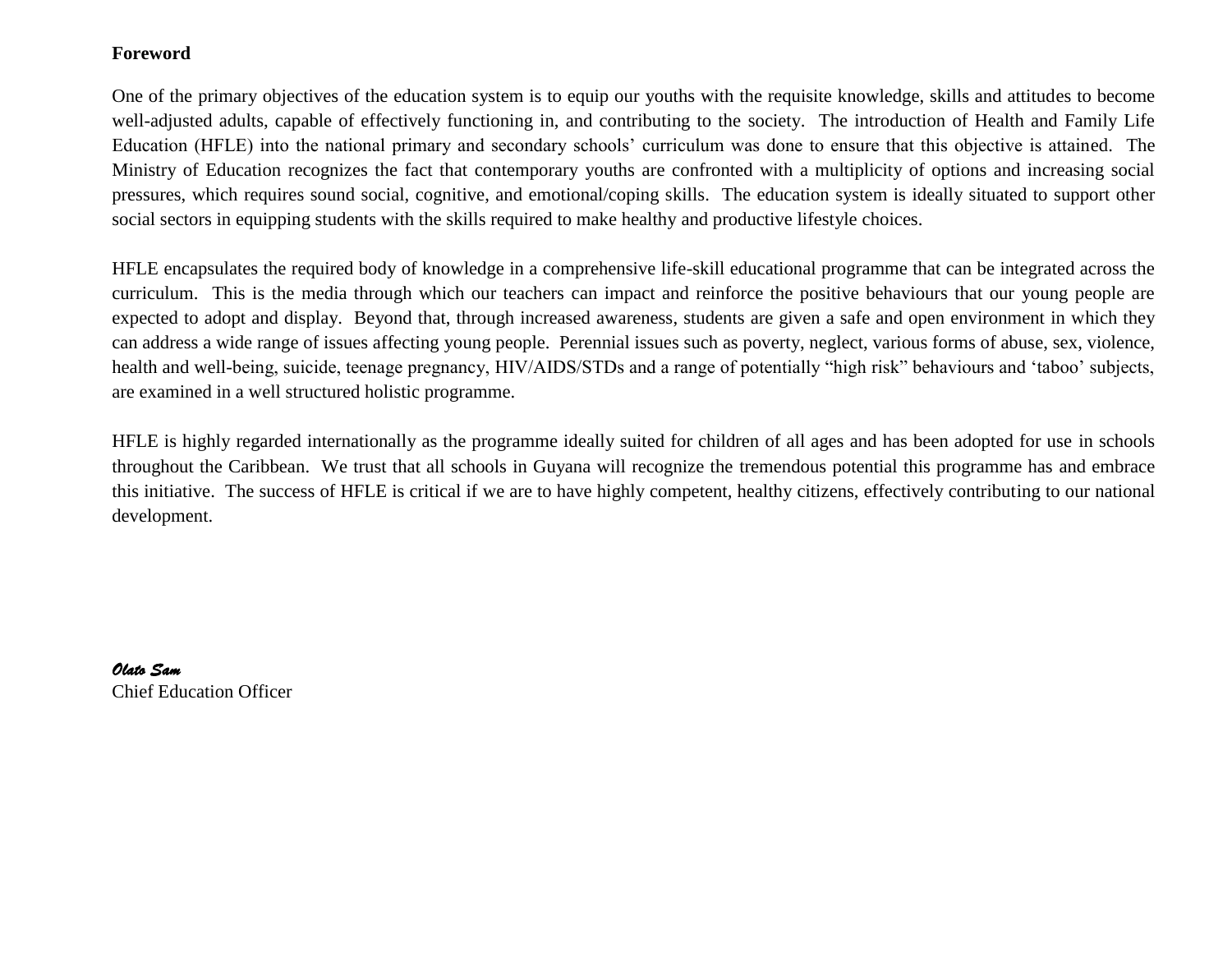**Foreword**

One of the primary objectives of the education system is to equip our youths with the requisite knowledge, skills and attitudes to become well-adjusted adults, capable of effectively functioning in, and contributing to the society. The introduction of Health and Family Life Education (HFLE) into the national primary and secondary schools' curriculum was done to ensure that this objective is attained. The Ministry of Education recognizes the fact that contemporary youths are confronted with a multiplicity of options and increasing social pressures, which requires sound social, cognitive, and emotional/coping skills. The education system is ideally situated to support other social sectors in equipping students with the skills required to make healthy and productive lifestyle choices.

HFLE encapsulates the required body of knowledge in a comprehensive life-skill educational programme that can be integrated across the curriculum. This is the media through which our teachers can impact and reinforce the positive behaviours that our young people are expected to adopt and display. Beyond that, through increased awareness, students are given a safe and open environment in which they can address a wide range of issues affecting young people. Perennial issues such as poverty, neglect, various forms of abuse, sex, violence, health and well-being, suicide, teenage pregnancy, HIV/AIDS/STDs and a range of potentially "high risk" behaviours and 'taboo' subjects, are examined in a well structured holistic programme.

HFLE is highly regarded internationally as the programme ideally suited for children of all ages and has been adopted for use in schools throughout the Caribbean. We trust that all schools in Guyana will recognize the tremendous potential this programme has and embrace this initiative. The success of HFLE is critical if we are to have highly competent, healthy citizens, effectively contributing to our national development.

***Olato Sam***
Chief Education Officer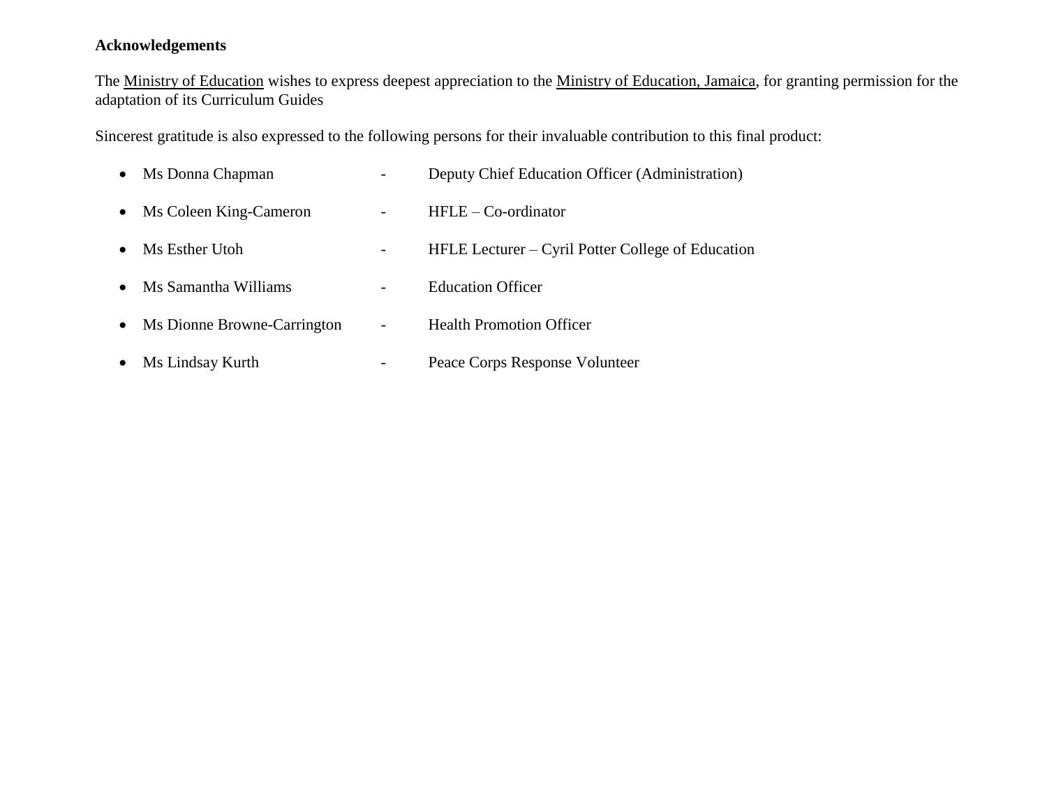**Acknowledgements**

The Ministry of Education wishes to express deepest appreciation to the Ministry of Education, Jamaica, for granting permission for the adaptation of its Curriculum Guides

Sincerest gratitude is also expressed to the following persons for their invaluable contribution to this final product:

- Ms Donna Chapman - Deputy Chief Education Officer (Administration)
- Ms Coleen King-Cameron - HFLE – Co-ordinator
- Ms Esther Utoh - HFLE Lecturer – Cyril Potter College of Education
- Ms Samantha Williams - Education Officer
- Ms Dionne Browne-Carrington - Health Promotion Officer
- Ms Lindsay Kurth - Peace Corps Response Volunteer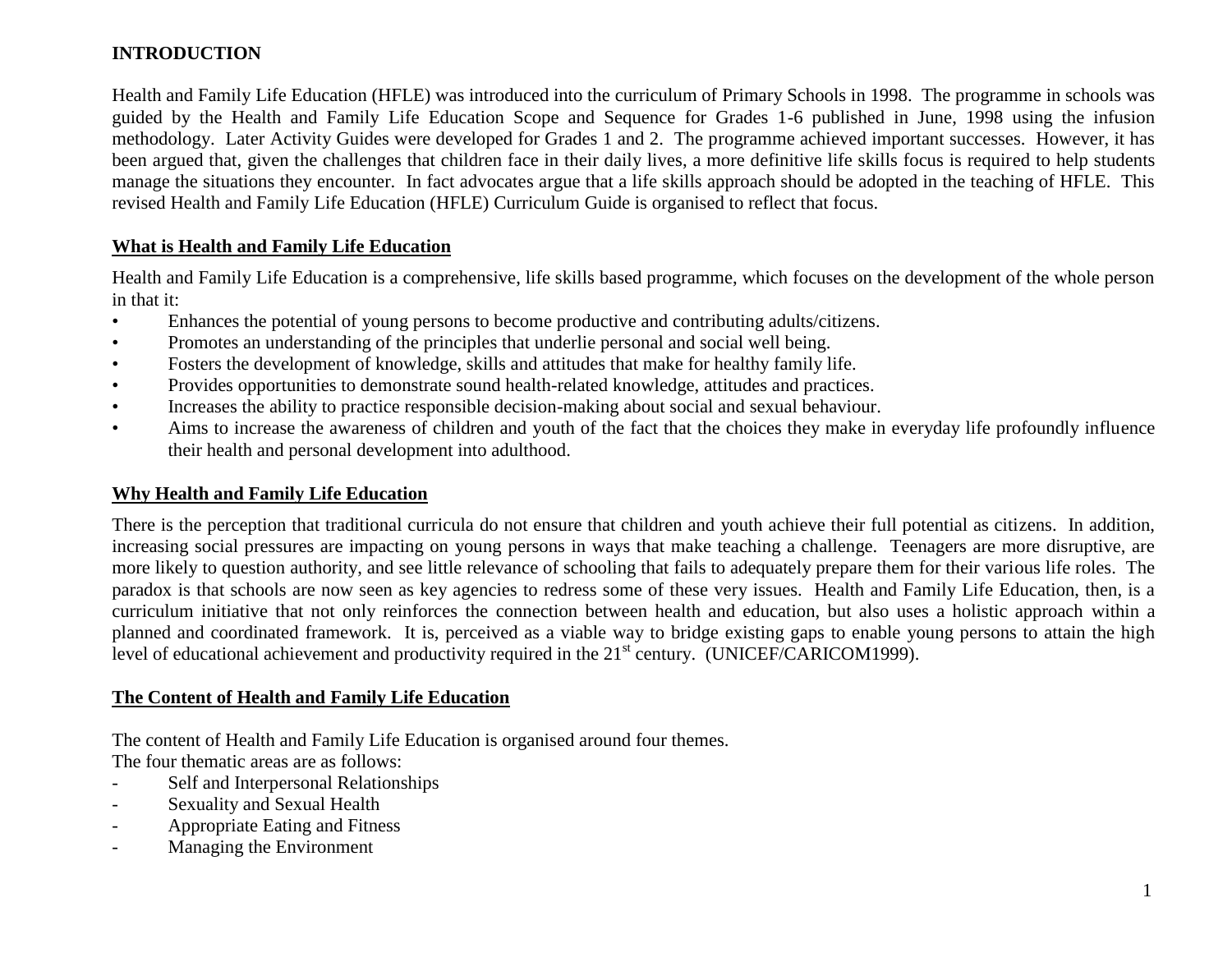# INTRODUCTION

Health and Family Life Education (HFLE) was introduced into the curriculum of Primary Schools in 1998. The programme in schools was guided by the Health and Family Life Education Scope and Sequence for Grades 1-6 published in June, 1998 using the infusion methodology. Later Activity Guides were developed for Grades 1 and 2. The programme achieved important successes. However, it has been argued that, given the challenges that children face in their daily lives, a more definitive life skills focus is required to help students manage the situations they encounter. In fact advocates argue that a life skills approach should be adopted in the teaching of HFLE. This revised Health and Family Life Education (HFLE) Curriculum Guide is organised to reflect that focus.

## What is Health and Family Life Education

Health and Family Life Education is a comprehensive, life skills based programme, which focuses on the development of the whole person in that it:

- Enhances the potential of young persons to become productive and contributing adults/citizens.
- Promotes an understanding of the principles that underlie personal and social well being.
- Fosters the development of knowledge, skills and attitudes that make for healthy family life.
- Provides opportunities to demonstrate sound health-related knowledge, attitudes and practices.
- Increases the ability to practice responsible decision-making about social and sexual behaviour.
- Aims to increase the awareness of children and youth of the fact that the choices they make in everyday life profoundly influence their health and personal development into adulthood.

## Why Health and Family Life Education

There is the perception that traditional curricula do not ensure that children and youth achieve their full potential as citizens. In addition, increasing social pressures are impacting on young persons in ways that make teaching a challenge. Teenagers are more disruptive, are more likely to question authority, and see little relevance of schooling that fails to adequately prepare them for their various life roles. The paradox is that schools are now seen as key agencies to redress some of these very issues. Health and Family Life Education, then, is a curriculum initiative that not only reinforces the connection between health and education, but also uses a holistic approach within a planned and coordinated framework. It is, perceived as a viable way to bridge existing gaps to enable young persons to attain the high level of educational achievement and productivity required in the 21st century. (UNICEF/CARICOM1999).

## The Content of Health and Family Life Education

The content of Health and Family Life Education is organised around four themes.
The four thematic areas are as follows:

- Self and Interpersonal Relationships
- Sexuality and Sexual Health
- Appropriate Eating and Fitness
- Managing the Environment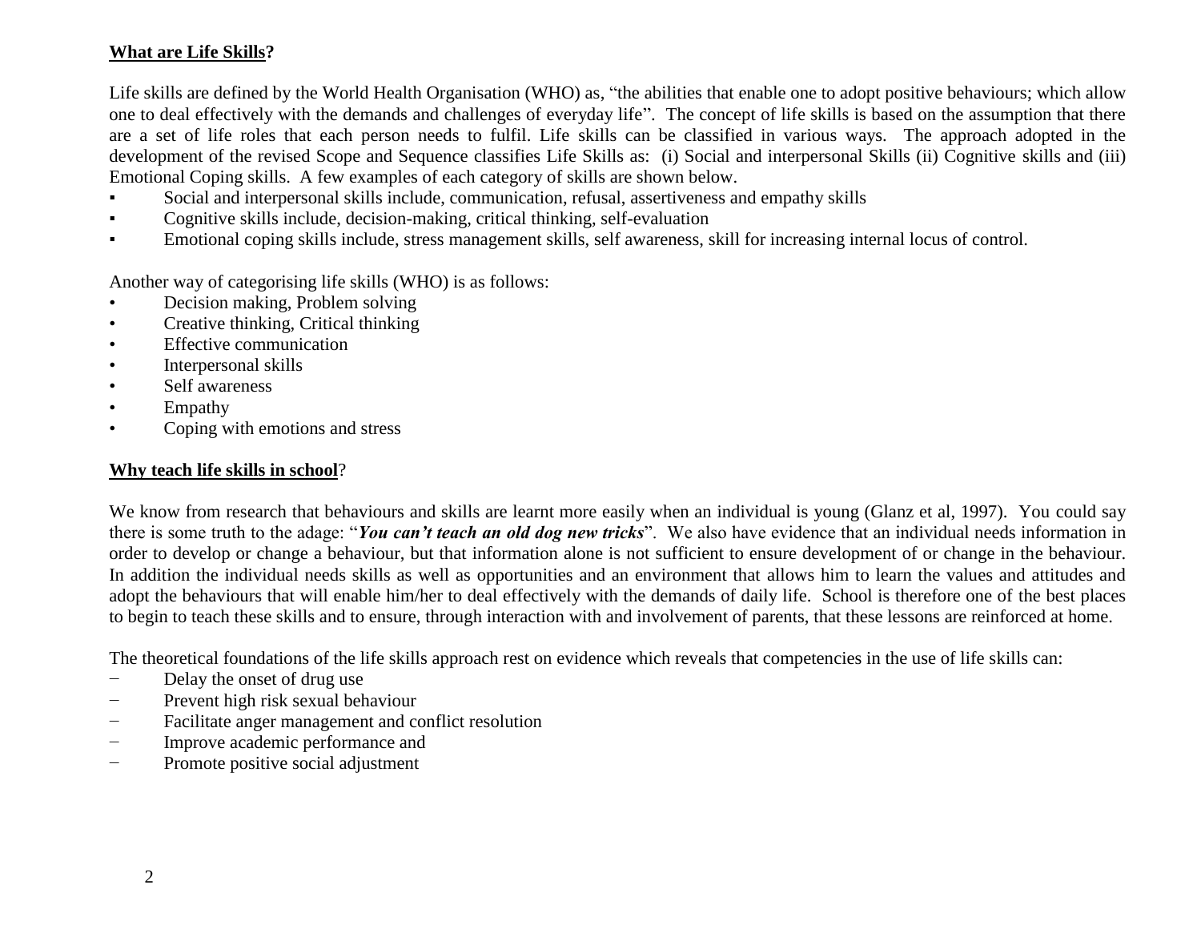## **What are Life Skills?**

Life skills are defined by the World Health Organisation (WHO) as, "the abilities that enable one to adopt positive behaviours; which allow one to deal effectively with the demands and challenges of everyday life". The concept of life skills is based on the assumption that there are a set of life roles that each person needs to fulfil. Life skills can be classified in various ways. The approach adopted in the development of the revised Scope and Sequence classifies Life Skills as: (i) Social and interpersonal Skills (ii) Cognitive skills and (iii) Emotional Coping skills. A few examples of each category of skills are shown below.

- Social and interpersonal skills include, communication, refusal, assertiveness and empathy skills
- Cognitive skills include, decision-making, critical thinking, self-evaluation
- Emotional coping skills include, stress management skills, self awareness, skill for increasing internal locus of control.

Another way of categorising life skills (WHO) is as follows:

- Decision making, Problem solving
- Creative thinking, Critical thinking
- Effective communication
- Interpersonal skills
- Self awareness
- Empathy
- Coping with emotions and stress

## **Why teach life skills in school?**

We know from research that behaviours and skills are learnt more easily when an individual is young (Glanz et al, 1997). You could say there is some truth to the adage: "***You can't teach an old dog new tricks***". We also have evidence that an individual needs information in order to develop or change a behaviour, but that information alone is not sufficient to ensure development of or change in the behaviour. In addition the individual needs skills as well as opportunities and an environment that allows him to learn the values and attitudes and adopt the behaviours that will enable him/her to deal effectively with the demands of daily life. School is therefore one of the best places to begin to teach these skills and to ensure, through interaction with and involvement of parents, that these lessons are reinforced at home.

The theoretical foundations of the life skills approach rest on evidence which reveals that competencies in the use of life skills can:

- Delay the onset of drug use
- Prevent high risk sexual behaviour
- Facilitate anger management and conflict resolution
- Improve academic performance and
- Promote positive social adjustment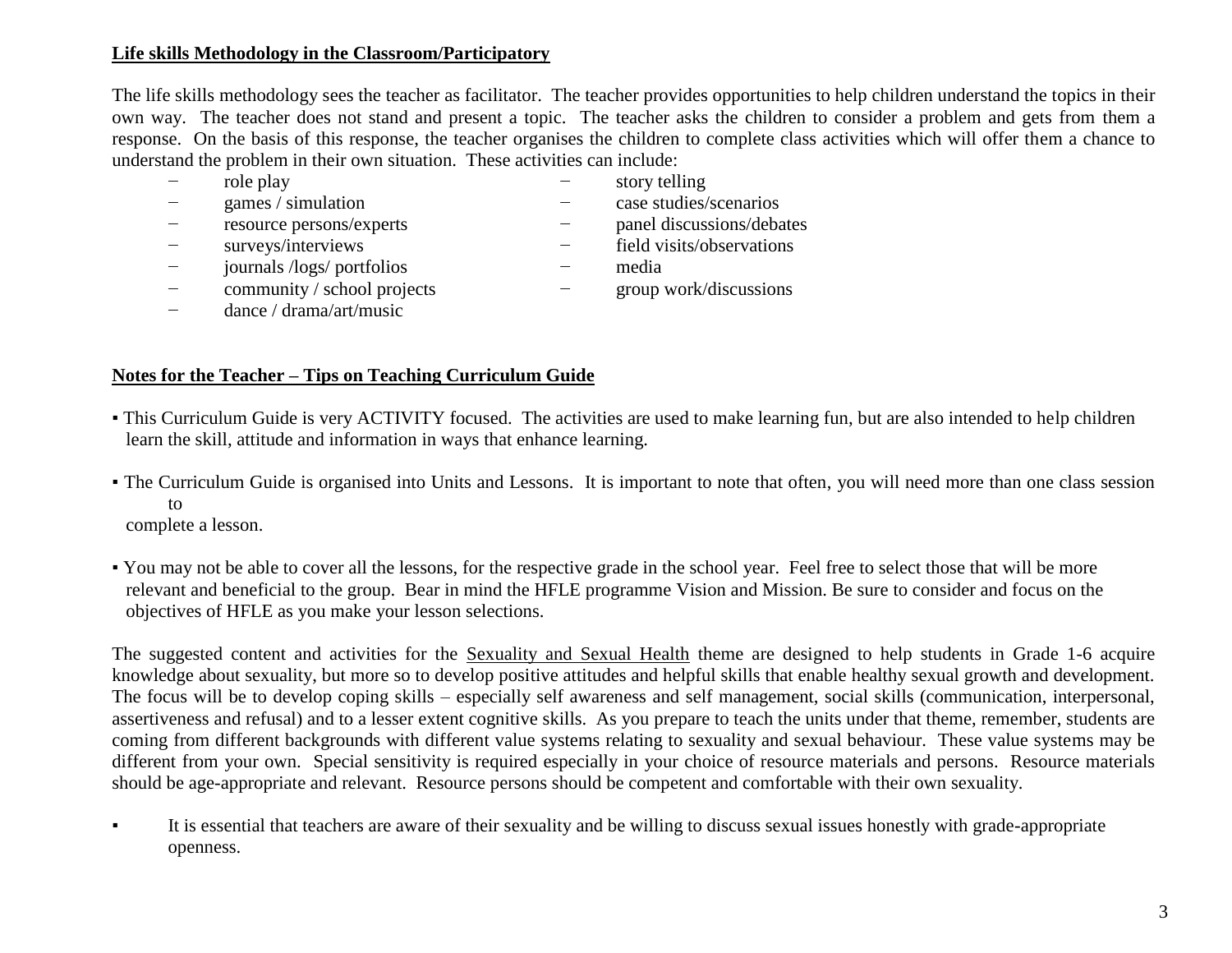**Life skills Methodology in the Classroom/Participatory**

The life skills methodology sees the teacher as facilitator. The teacher provides opportunities to help children understand the topics in their own way. The teacher does not stand and present a topic. The teacher asks the children to consider a problem and gets from them a response. On the basis of this response, the teacher organises the children to complete class activities which will offer them a chance to understand the problem in their own situation. These activities can include:

- role play
- games / simulation
- resource persons/experts
- surveys/interviews
- journals /logs/ portfolios
- community / school projects
- dance / drama/art/music
- story telling
- case studies/scenarios
- panel discussions/debates
- field visits/observations
- media
- group work/discussions

**Notes for the Teacher – Tips on Teaching Curriculum Guide**

- This Curriculum Guide is very ACTIVITY focused. The activities are used to make learning fun, but are also intended to help children learn the skill, attitude and information in ways that enhance learning.

- The Curriculum Guide is organised into Units and Lessons. It is important to note that often, you will need more than one class session to complete a lesson.

- You may not be able to cover all the lessons, for the respective grade in the school year. Feel free to select those that will be more relevant and beneficial to the group. Bear in mind the HFLE programme Vision and Mission. Be sure to consider and focus on the objectives of HFLE as you make your lesson selections.

The suggested content and activities for the Sexuality and Sexual Health theme are designed to help students in Grade 1-6 acquire knowledge about sexuality, but more so to develop positive attitudes and helpful skills that enable healthy sexual growth and development. The focus will be to develop coping skills – especially self awareness and self management, social skills (communication, interpersonal, assertiveness and refusal) and to a lesser extent cognitive skills. As you prepare to teach the units under that theme, remember, students are coming from different backgrounds with different value systems relating to sexuality and sexual behaviour. These value systems may be different from your own. Special sensitivity is required especially in your choice of resource materials and persons. Resource materials should be age-appropriate and relevant. Resource persons should be competent and comfortable with their own sexuality.

- It is essential that teachers are aware of their sexuality and be willing to discuss sexual issues honestly with grade-appropriate openness.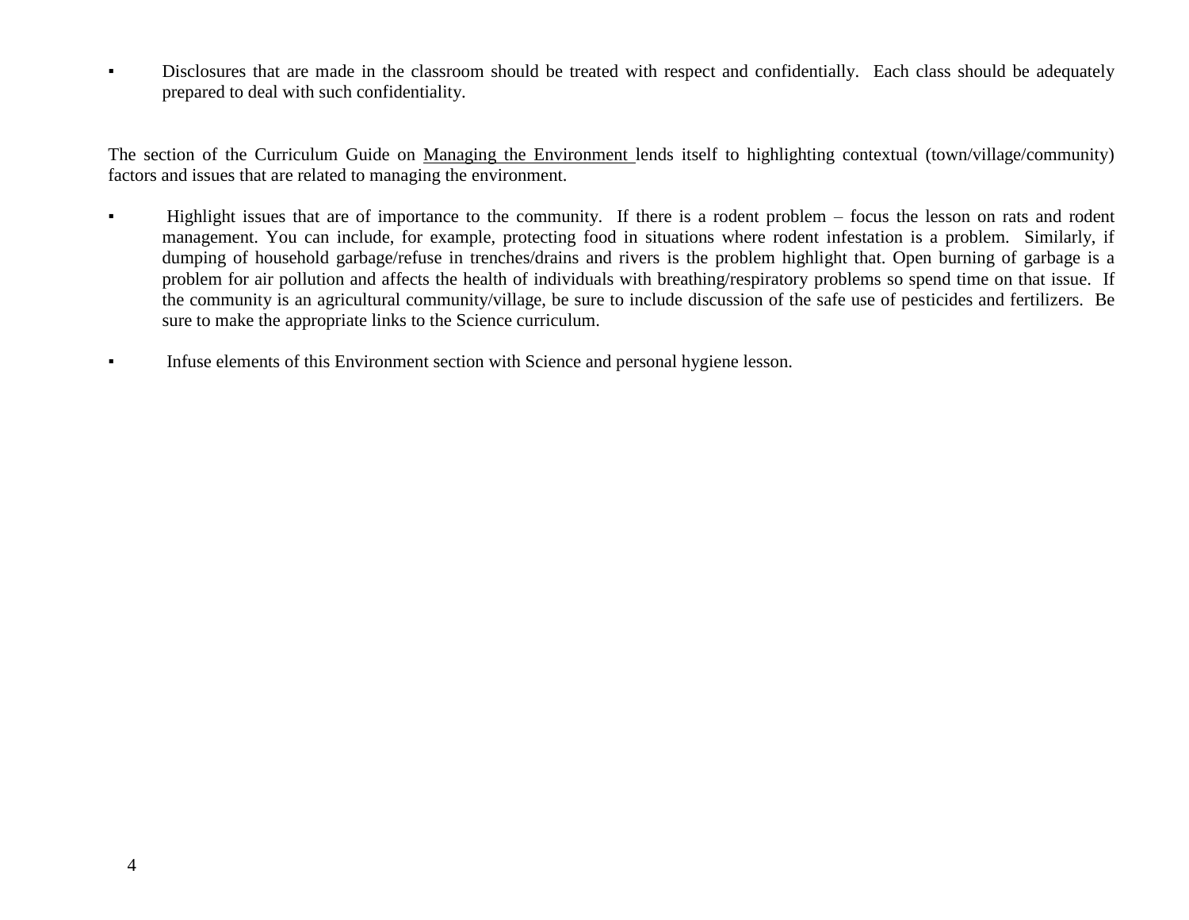- Disclosures that are made in the classroom should be treated with respect and confidentially. Each class should be adequately prepared to deal with such confidentiality.

The section of the Curriculum Guide on <u>Managing the Environment</u> lends itself to highlighting contextual (town/village/community) factors and issues that are related to managing the environment.

- Highlight issues that are of importance to the community. If there is a rodent problem – focus the lesson on rats and rodent management. You can include, for example, protecting food in situations where rodent infestation is a problem. Similarly, if dumping of household garbage/refuse in trenches/drains and rivers is the problem highlight that. Open burning of garbage is a problem for air pollution and affects the health of individuals with breathing/respiratory problems so spend time on that issue. If the community is an agricultural community/village, be sure to include discussion of the safe use of pesticides and fertilizers. Be sure to make the appropriate links to the Science curriculum.

- Infuse elements of this Environment section with Science and personal hygiene lesson.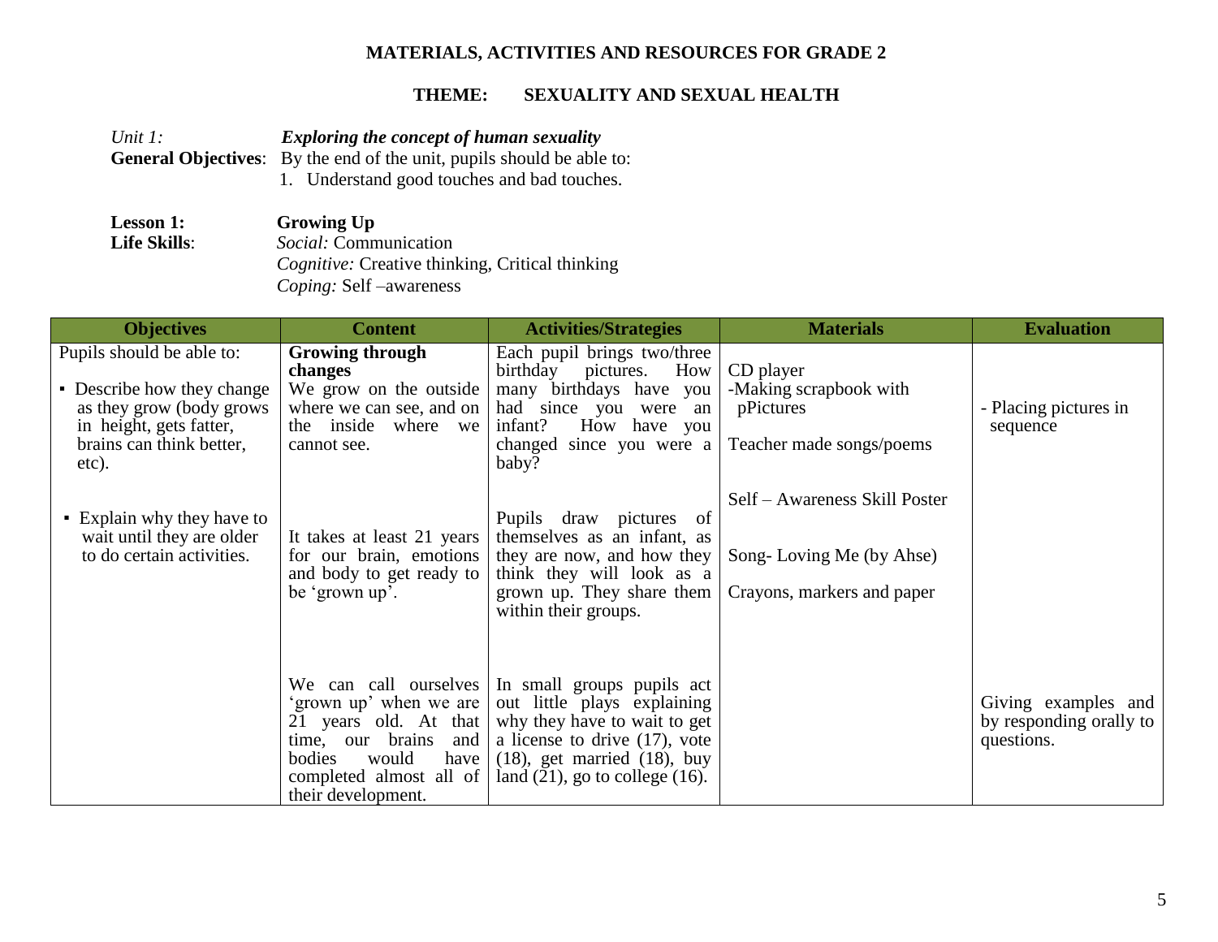# MATERIALS, ACTIVITIES AND RESOURCES FOR GRADE 2

## THEME: SEXUALITY AND SEXUAL HEALTH

*Unit 1:* ***Exploring the concept of human sexuality***

**General Objectives**: By the end of the unit, pupils should be able to:

1. Understand good touches and bad touches.

**Lesson 1:** **Growing Up**

**Life Skills**: *Social:* Communication
*Cognitive:* Creative thinking, Critical thinking
*Coping:* Self –awareness

| Objectives | Content | Activities/Strategies | Materials | Evaluation |
|---|---|---|---|---|
| Pupils should be able to:<br>▪ Describe how they change as they grow (body grows in height, gets fatter, brains can think better, etc). | **Growing through changes**<br>We grow on the outside where we can see, and on the inside where we cannot see. | Each pupil brings two/three birthday pictures. How many birthdays have you had since you were an infant? How have you changed since you were a baby? | CD player<br>-Making scrapbook with pPictures<br>Teacher made songs/poems | - Placing pictures in sequence |
| ▪ Explain why they have to wait until they are older to do certain activities. | It takes at least 21 years for our brain, emotions and body to get ready to be 'grown up'. | Pupils draw pictures of themselves as an infant, as they are now, and how they think they will look as a grown up. They share them within their groups. | Self – Awareness Skill Poster<br>Song- Loving Me (by Ahse)<br>Crayons, markers and paper | |
| | We can call ourselves 'grown up' when we are 21 years old. At that time, our brains and bodies would have completed almost all of their development. | In small groups pupils act out little plays explaining why they have to wait to get a license to drive (17), vote (18), get married (18), buy land (21), go to college (16). | | Giving examples and by responding orally to questions. |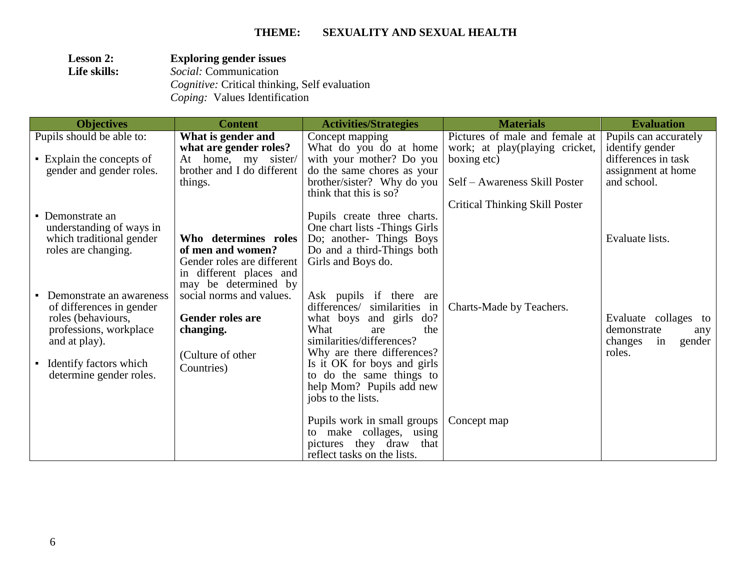**THEME: SEXUALITY AND SEXUAL HEALTH**

**Lesson 2:** **Exploring gender issues**

**Life skills:** *Social:* Communication
*Cognitive:* Critical thinking, Self evaluation
*Coping:* Values Identification

| Objectives | Content | Activities/Strategies | Materials | Evaluation |
|---|---|---|---|---|
| Pupils should be able to:<br><br>▪ Explain the concepts of gender and gender roles. | **What is gender and what are gender roles?**<br>At home, my sister/ brother and I do different things. | Concept mapping<br>What do you do at home with your mother? Do you do the same chores as your brother/sister? Why do you think that this is so? | Pictures of male and female at work; at play(playing cricket, boxing etc)<br><br>Self – Awareness Skill Poster<br><br>Critical Thinking Skill Poster | Pupils can accurately identify gender differences in task assignment at home and school. |
| ▪ Demonstrate an understanding of ways in which traditional gender roles are changing. | **Who determines roles of men and women?**<br>Gender roles are different in different places and may be determined by social norms and values. | Pupils create three charts. One chart lists -Things Girls Do; another- Things Boys Do and a third-Things both Girls and Boys do. | | Evaluate lists. |
| ▪ Demonstrate an awareness of differences in gender roles (behaviours, professions, workplace and at play).<br><br>▪ Identify factors which determine gender roles. | **Gender roles are changing.**<br><br>(Culture of other Countries) | Ask pupils if there are differences/ similarities in what boys and girls do? What are the similarities/differences? Why are there differences? Is it OK for boys and girls to do the same things to help Mom? Pupils add new jobs to the lists. | Charts-Made by Teachers. | Evaluate collages to demonstrate any changes in gender roles. |
| | | Pupils work in small groups to make collages, using pictures they draw that reflect tasks on the lists. | Concept map | |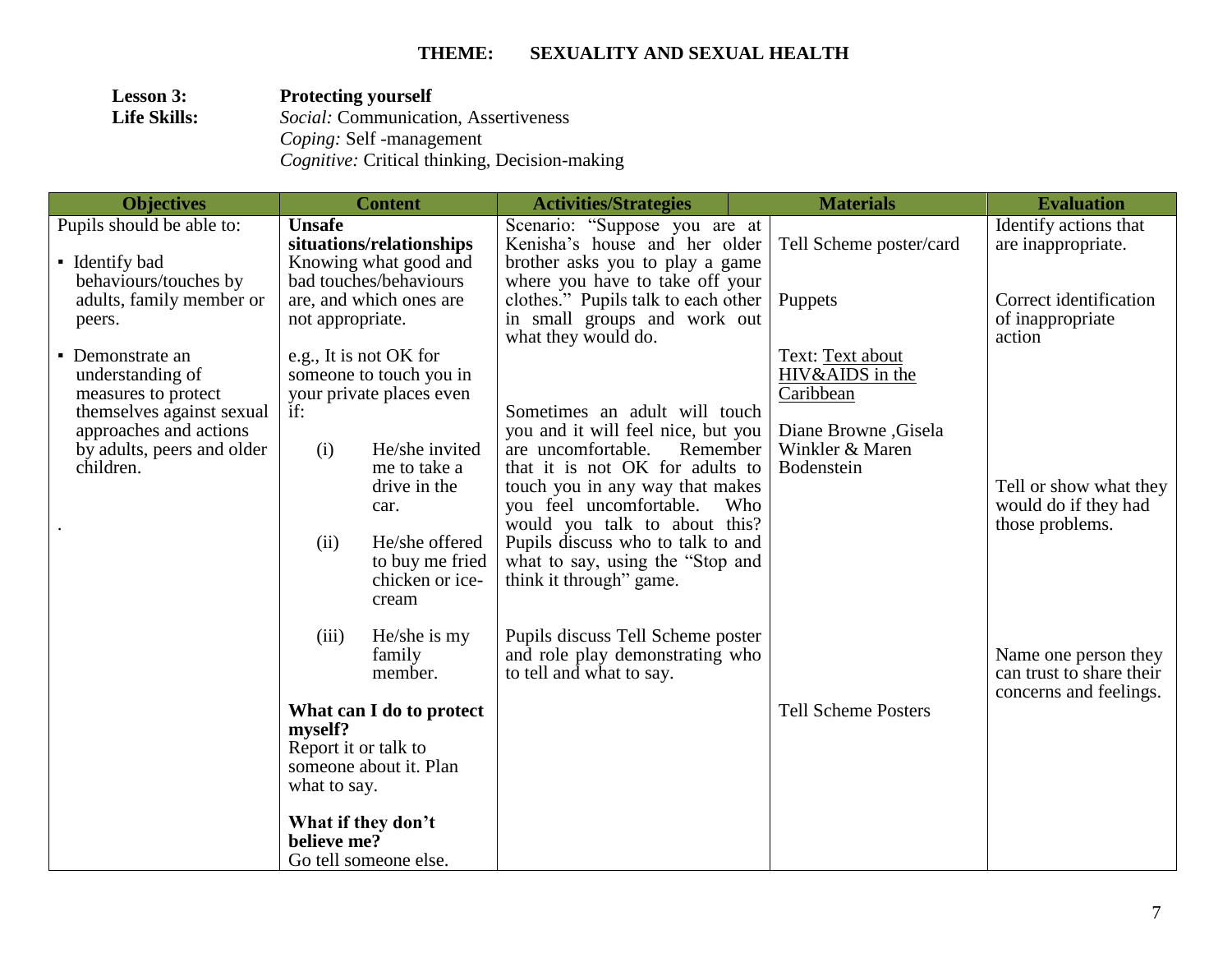**THEME: SEXUALITY AND SEXUAL HEALTH**

**Lesson 3:** **Protecting yourself**

**Life Skills:** *Social:* Communication, Assertiveness
*Coping:* Self -management
*Cognitive:* Critical thinking, Decision-making

| Objectives | Content | Activities/Strategies | Materials | Evaluation |
|---|---|---|---|---|
| Pupils should be able to:<br><br>▪ Identify bad behaviours/touches by adults, family member or peers.<br><br>▪ Demonstrate an understanding of measures to protect themselves against sexual approaches and actions by adults, peers and older children.<br><br>. | **Unsafe situations/relationships**<br>Knowing what good and bad touches/behaviours are, and which ones are not appropriate.<br><br>e.g., It is not OK for someone to touch you in your private places even if:<br><br>(i) He/she invited me to take a drive in the car.<br><br>(ii) He/she offered to buy me fried chicken or ice-cream<br><br>(iii) He/she is my family member.<br><br>**What can I do to protect myself?**<br>Report it or talk to someone about it. Plan what to say.<br><br>**What if they don't believe me?**<br>Go tell someone else. | Scenario: "Suppose you are at Kenisha's house and her older brother asks you to play a game where you have to take off your clothes." Pupils talk to each other in small groups and work out what they would do.<br><br>Sometimes an adult will touch you and it will feel nice, but you are uncomfortable. Remember that it is not OK for adults to touch you in any way that makes you feel uncomfortable. Who would you talk to about this? Pupils discuss who to talk to and what to say, using the "Stop and think it through" game.<br><br>Pupils discuss Tell Scheme poster and role play demonstrating who to tell and what to say. | Tell Scheme poster/card<br><br>Puppets<br><br>Text: Text about HIV&AIDS in the Caribbean<br><br>Diane Browne ,Gisela Winkler & Maren Bodenstein<br><br>Tell Scheme Posters | Identify actions that are inappropriate.<br><br>Correct identification of inappropriate action<br><br>Tell or show what they would do if they had those problems.<br><br>Name one person they can trust to share their concerns and feelings. |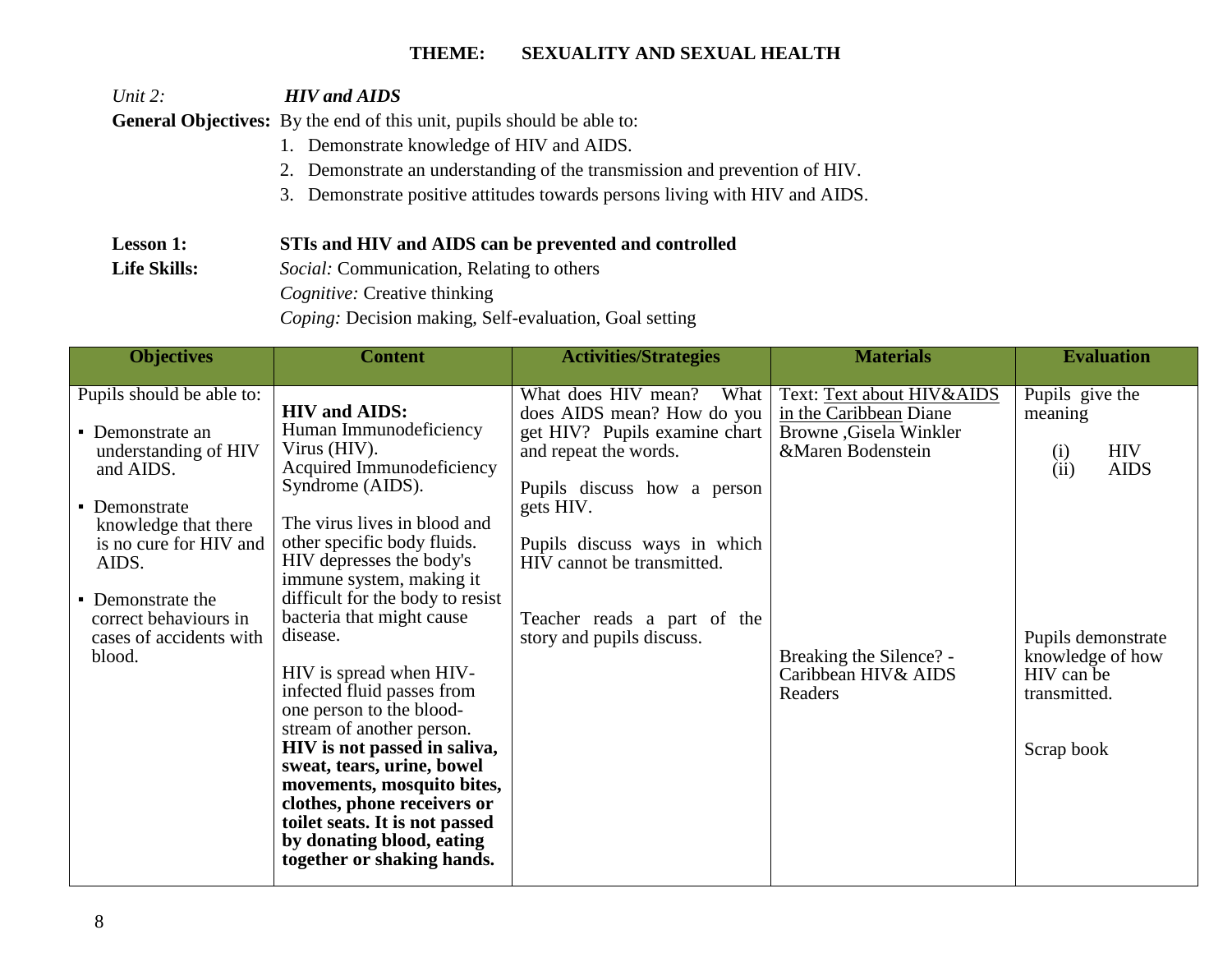**THEME: SEXUALITY AND SEXUAL HEALTH**

*Unit 2:* ***HIV and AIDS***

**General Objectives:** By the end of this unit, pupils should be able to:

1. Demonstrate knowledge of HIV and AIDS.
2. Demonstrate an understanding of the transmission and prevention of HIV.
3. Demonstrate positive attitudes towards persons living with HIV and AIDS.

**Lesson 1:** **STIs and HIV and AIDS can be prevented and controlled**

**Life Skills:** *Social:* Communication, Relating to others
*Cognitive:* Creative thinking
*Coping:* Decision making, Self-evaluation, Goal setting

| Objectives | Content | Activities/Strategies | Materials | Evaluation |
|---|---|---|---|---|
| Pupils should be able to:<br>▪ Demonstrate an understanding of HIV and AIDS.<br>▪ Demonstrate knowledge that there is no cure for HIV and AIDS.<br>▪ Demonstrate the correct behaviours in cases of accidents with blood. | **HIV and AIDS:**<br>Human Immunodeficiency Virus (HIV).<br>Acquired Immunodeficiency Syndrome (AIDS).<br><br>The virus lives in blood and other specific body fluids. HIV depresses the body's immune system, making it difficult for the body to resist bacteria that might cause disease.<br><br>HIV is spread when HIV-infected fluid passes from one person to the blood-stream of another person. **HIV is not passed in saliva, sweat, tears, urine, bowel movements, mosquito bites, clothes, phone receivers or toilet seats. It is not passed by donating blood, eating together or shaking hands.** | What does HIV mean? What does AIDS mean? How do you get HIV? Pupils examine chart and repeat the words.<br><br>Pupils discuss how a person gets HIV.<br><br>Pupils discuss ways in which HIV cannot be transmitted.<br><br>Teacher reads a part of the story and pupils discuss. | Text: Text about HIV&AIDS in the Caribbean Diane Browne ,Gisela Winkler &Maren Bodenstein<br><br>Breaking the Silence? - Caribbean HIV& AIDS Readers | Pupils give the meaning<br>(i) HIV<br>(ii) AIDS<br><br>Pupils demonstrate knowledge of how HIV can be transmitted.<br><br>Scrap book |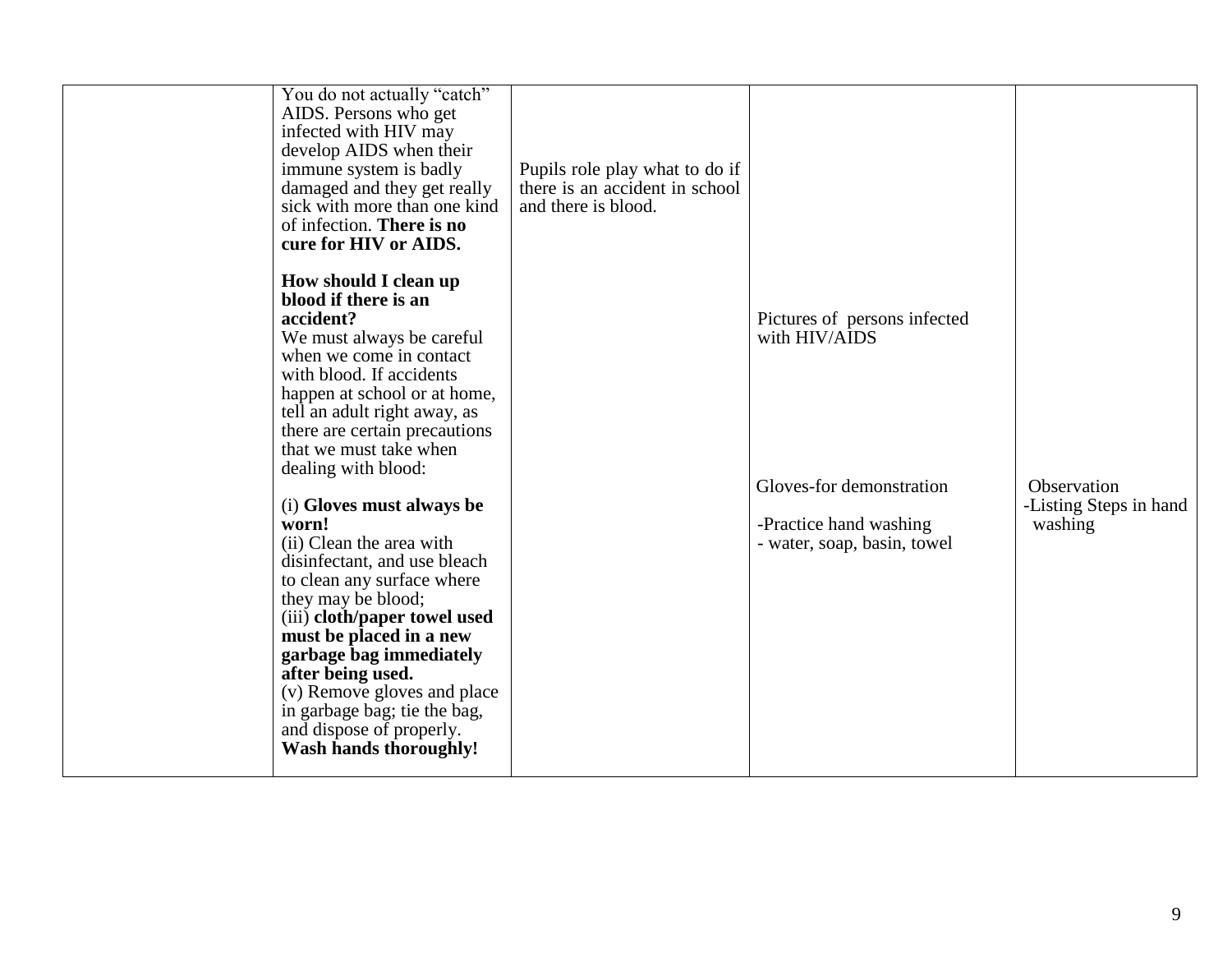| | | | | |
|---|---|---|---|---|
| | You do not actually "catch" AIDS. Persons who get infected with HIV may develop AIDS when their immune system is badly damaged and they get really sick with more than one kind of infection. **There is no cure for HIV or AIDS.**<br><br>**How should I clean up blood if there is an accident?**<br>We must always be careful when we come in contact with blood. If accidents happen at school or at home, tell an adult right away, as there are certain precautions that we must take when dealing with blood:<br><br>(i) **Gloves must always be worn!**<br>(ii) Clean the area with disinfectant, and use bleach to clean any surface where they may be blood;<br>(iii) **cloth/paper towel used must be placed in a new garbage bag immediately after being used.**<br>(v) Remove gloves and place in garbage bag; tie the bag, and dispose of properly.<br>**Wash hands thoroughly!** | Pupils role play what to do if there is an accident in school and there is blood. | Pictures of persons infected with HIV/AIDS<br><br>Gloves-for demonstration<br><br>-Practice hand washing<br>- water, soap, basin, towel | Observation<br>-Listing Steps in hand washing |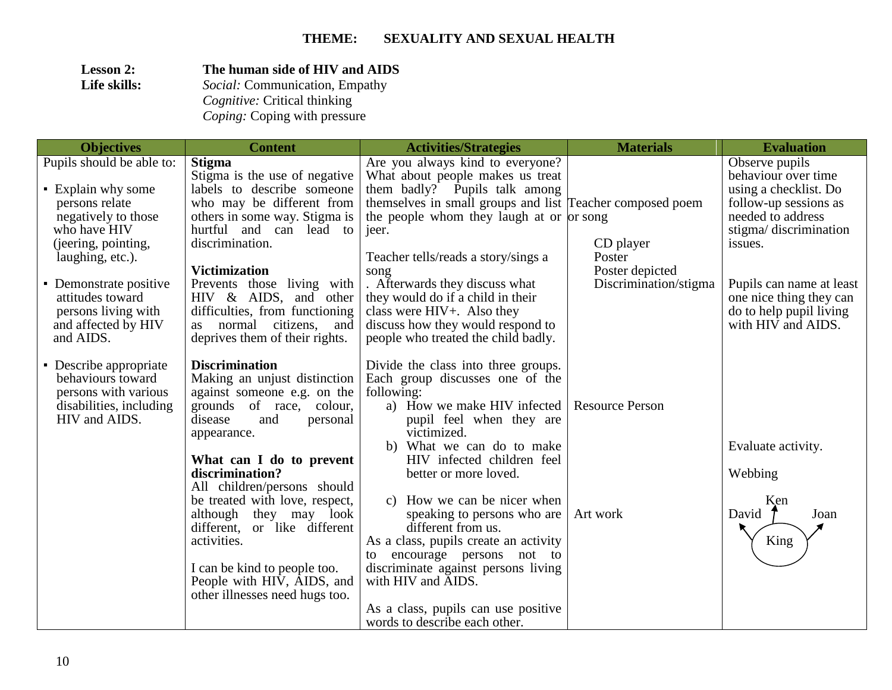**THEME: SEXUALITY AND SEXUAL HEALTH**

**Lesson 2:** **The human side of HIV and AIDS**

**Life skills:** *Social:* Communication, Empathy
*Cognitive:* Critical thinking
*Coping:* Coping with pressure

| Objectives | Content | Activities/Strategies | Materials | Evaluation |
|---|---|---|---|---|
| Pupils should be able to:<br><br>▪ Explain why some persons relate negatively to those who have HIV (jeering, pointing, laughing, etc.).<br><br>▪ Demonstrate positive attitudes toward persons living with and affected by HIV and AIDS. | **Stigma**<br>Stigma is the use of negative labels to describe someone who may be different from others in some way. Stigma is hurtful and can lead to discrimination.<br><br>**Victimization**<br>Prevents those living with HIV & AIDS, and other difficulties, from functioning as normal citizens, and deprives them of their rights. | Are you always kind to everyone? What about people makes us treat them badly? Pupils talk among themselves in small groups and list the people whom they laugh at or jeer.<br><br>Teacher tells/reads a story/sings a song<br>. Afterwards they discuss what they would do if a child in their class were HIV+. Also they discuss how they would respond to people who treated the child badly. | Teacher composed poem or song<br><br>CD player<br>Poster<br>Poster depicted Discrimination/stigma | Observe pupils behaviour over time using a checklist. Do follow-up sessions as needed to address stigma/ discrimination issues.<br><br>Pupils can name at least one nice thing they can do to help pupil living with HIV and AIDS. |
| ▪ Describe appropriate behaviours toward persons with various disabilities, including HIV and AIDS. | **Discrimination**<br>Making an unjust distinction against someone e.g. on the grounds of race, colour, disease and personal appearance.<br><br>**What can I do to prevent discrimination?**<br>All children/persons should be treated with love, respect, although they may look different, or like different activities.<br><br>I can be kind to people too. People with HIV, AIDS, and other illnesses need hugs too. | Divide the class into three groups. Each group discusses one of the following:<br>a) How we make HIV infected pupil feel when they are victimized.<br>b) What we can do to make HIV infected children feel better or more loved.<br>c) How we can be nicer when speaking to persons who are different from us.<br>As a class, pupils create an activity to encourage persons not to discriminate against persons living with HIV and AIDS.<br><br>As a class, pupils can use positive words to describe each other. | Resource Person<br><br><br><br><br><br>Art work | Evaluate activity.<br><br>Webbing<br><br>Ken<br>David ← King → Joan |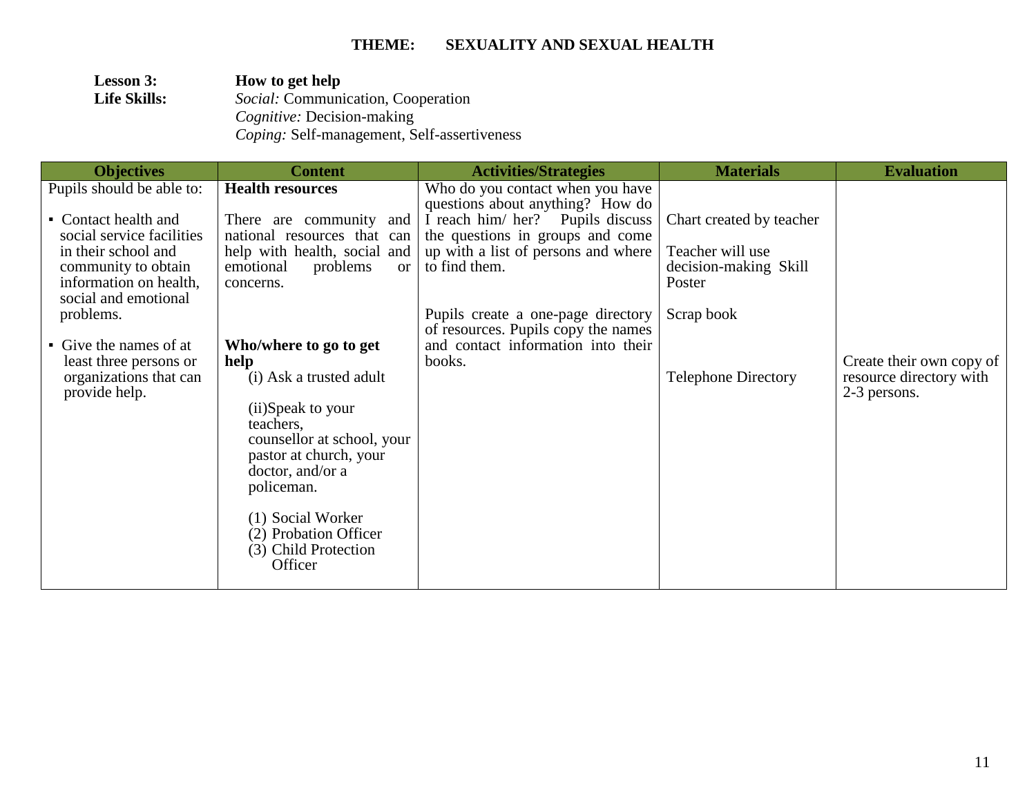**THEME: SEXUALITY AND SEXUAL HEALTH**

**Lesson 3:** **How to get help**

**Life Skills:** *Social:* Communication, Cooperation
*Cognitive:* Decision-making
*Coping:* Self-management, Self-assertiveness

| Objectives | Content | Activities/Strategies | Materials | Evaluation |
|---|---|---|---|---|
| Pupils should be able to:<br><br>▪ Contact health and social service facilities in their school and community to obtain information on health, social and emotional problems.<br><br>▪ Give the names of at least three persons or organizations that can provide help. | **Health resources**<br><br>There are community and national resources that can help with health, social and emotional problems or concerns.<br><br>**Who/where to go to get help**<br>(i) Ask a trusted adult<br><br>(ii)Speak to your teachers, counsellor at school, your pastor at church, your doctor, and/or a policeman.<br><br>(1) Social Worker<br>(2) Probation Officer<br>(3) Child Protection Officer | Who do you contact when you have questions about anything? How do I reach him/ her? Pupils discuss the questions in groups and come up with a list of persons and where to find them.<br><br>Pupils create a one-page directory of resources. Pupils copy the names and contact information into their books. | Chart created by teacher<br><br>Teacher will use decision-making Skill Poster<br><br>Scrap book<br><br>Telephone Directory | Create their own copy of resource directory with 2-3 persons. |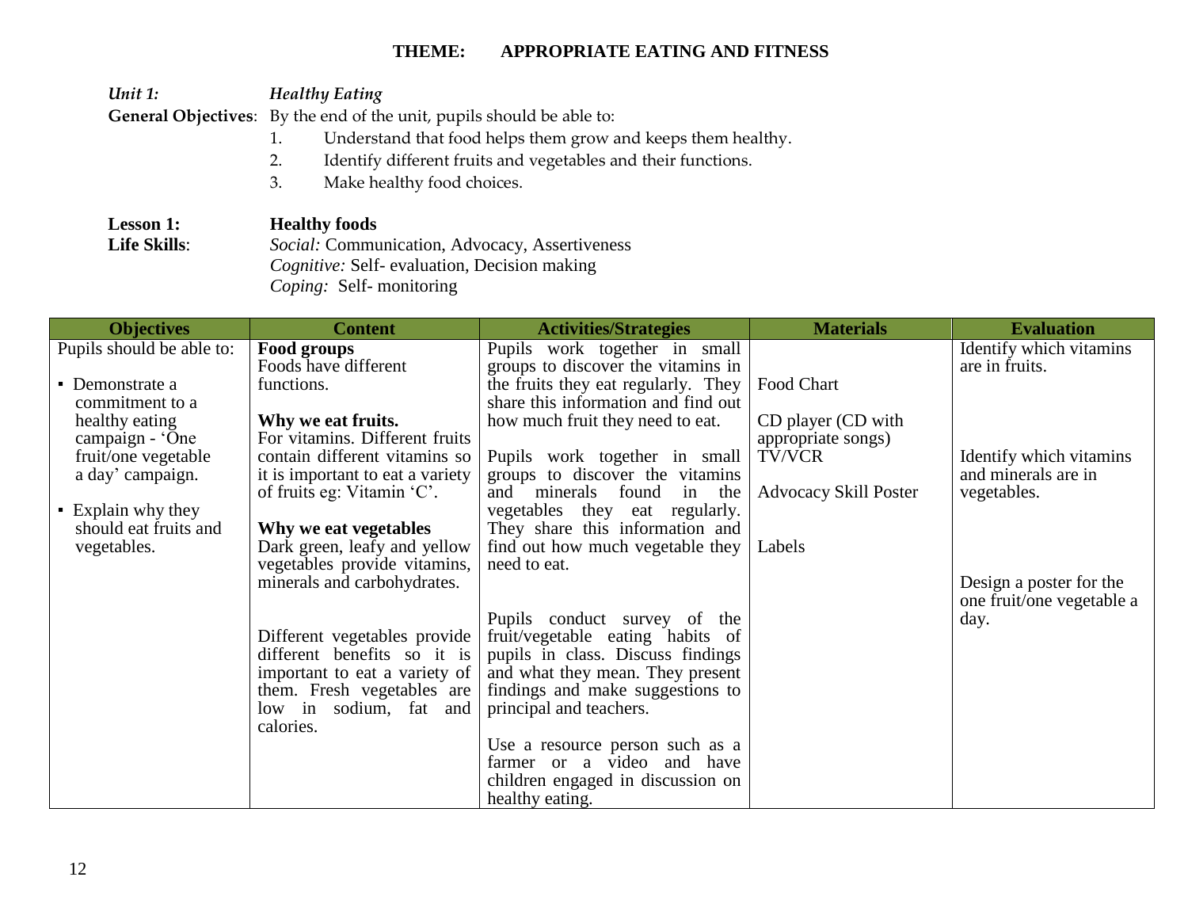# THEME: APPROPRIATE EATING AND FITNESS

***Unit 1:*** ***Healthy Eating***

**General Objectives**: By the end of the unit, pupils should be able to:

1. Understand that food helps them grow and keeps them healthy.
2. Identify different fruits and vegetables and their functions.
3. Make healthy food choices.

**Lesson 1:** **Healthy foods**

**Life Skills**: *Social:* Communication, Advocacy, Assertiveness
*Cognitive:* Self- evaluation, Decision making
*Coping:* Self- monitoring

| Objectives | Content | Activities/Strategies | Materials | Evaluation |
|---|---|---|---|---|
| Pupils should be able to:<br><br>▪ Demonstrate a commitment to a healthy eating campaign - 'One fruit/one vegetable a day' campaign.<br><br>▪ Explain why they should eat fruits and vegetables. | **Food groups**<br>Foods have different functions.<br><br>**Why we eat fruits.**<br>For vitamins. Different fruits contain different vitamins so it is important to eat a variety of fruits eg: Vitamin 'C'.<br><br>**Why we eat vegetables**<br>Dark green, leafy and yellow vegetables provide vitamins, minerals and carbohydrates.<br><br>Different vegetables provide different benefits so it is important to eat a variety of them. Fresh vegetables are low in sodium, fat and calories. | Pupils work together in small groups to discover the vitamins in the fruits they eat regularly. They share this information and find out how much fruit they need to eat.<br><br>Pupils work together in small groups to discover the vitamins and minerals found in the vegetables they eat regularly. They share this information and find out how much vegetable they need to eat.<br><br>Pupils conduct survey of the fruit/vegetable eating habits of pupils in class. Discuss findings and what they mean. They present findings and make suggestions to principal and teachers.<br><br>Use a resource person such as a farmer or a video and have children engaged in discussion on healthy eating. | Food Chart<br><br>CD player (CD with appropriate songs)<br>TV/VCR<br><br>Advocacy Skill Poster<br><br>Labels | Identify which vitamins are in fruits.<br><br>Identify which vitamins and minerals are in vegetables.<br><br>Design a poster for the one fruit/one vegetable a day. |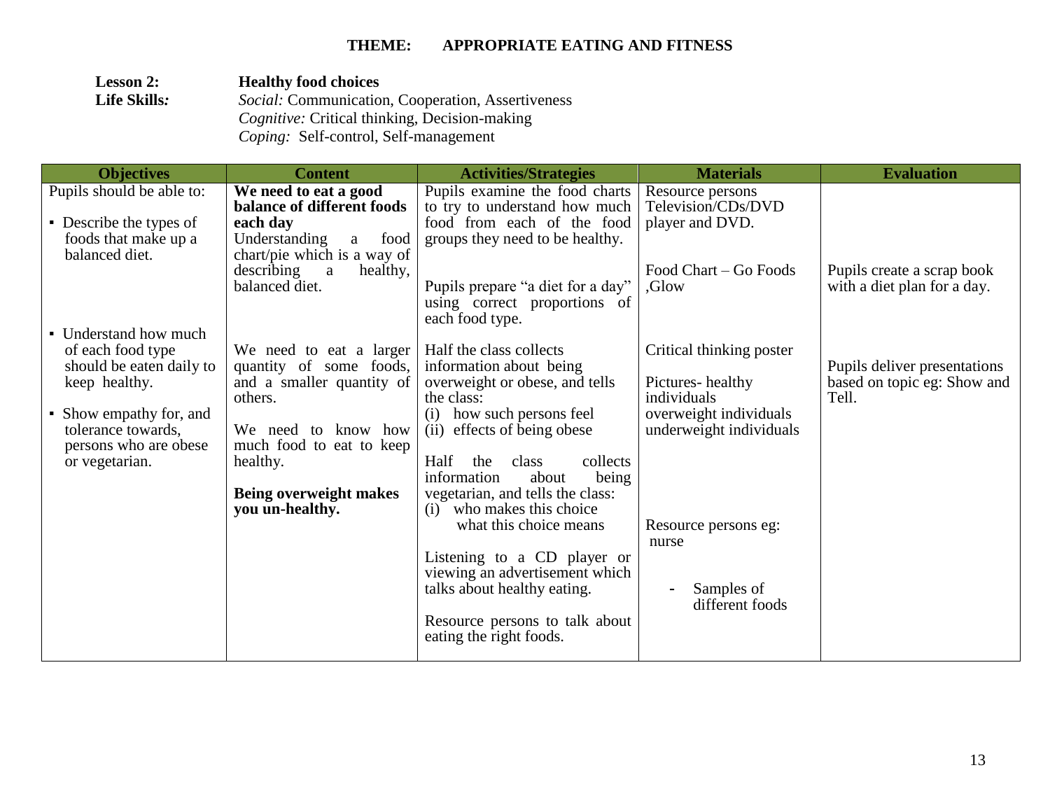## THEME: APPROPRIATE EATING AND FITNESS

**Lesson 2:** **Healthy food choices**

**Life Skills:** *Social:* Communication, Cooperation, Assertiveness
*Cognitive:* Critical thinking, Decision-making
*Coping:* Self-control, Self-management

| Objectives | Content | Activities/Strategies | Materials | Evaluation |
|---|---|---|---|---|
| Pupils should be able to:<br><br>▪ Describe the types of foods that make up a balanced diet.<br><br>▪ Understand how much of each food type should be eaten daily to keep healthy.<br><br>▪ Show empathy for, and tolerance towards, persons who are obese or vegetarian. | **We need to eat a good balance of different foods each day**<br>Understanding a food chart/pie which is a way of describing a healthy, balanced diet.<br><br>We need to eat a larger quantity of some foods, and a smaller quantity of others.<br><br>We need to know how much food to eat to keep healthy.<br><br>**Being overweight makes you un-healthy.** | Pupils examine the food charts to try to understand how much food from each of the food groups they need to be healthy.<br><br>Pupils prepare "a diet for a day" using correct proportions of each food type.<br><br>Half the class collects information about being overweight or obese, and tells the class:<br>(i) how such persons feel<br>(ii) effects of being obese<br><br>Half the class collects information about being vegetarian, and tells the class:<br>(i) who makes this choice<br>what this choice means<br><br>Listening to a CD player or viewing an advertisement which talks about healthy eating.<br><br>Resource persons to talk about eating the right foods. | Resource persons<br>Television/CDs/DVD player and DVD.<br><br>Food Chart – Go Foods ,Glow<br><br>Critical thinking poster<br><br>Pictures- healthy individuals<br>overweight individuals<br>underweight individuals<br><br>Resource persons eg: nurse<br><br>- Samples of different foods | Pupils create a scrap book with a diet plan for a day.<br><br>Pupils deliver presentations based on topic eg: Show and Tell. |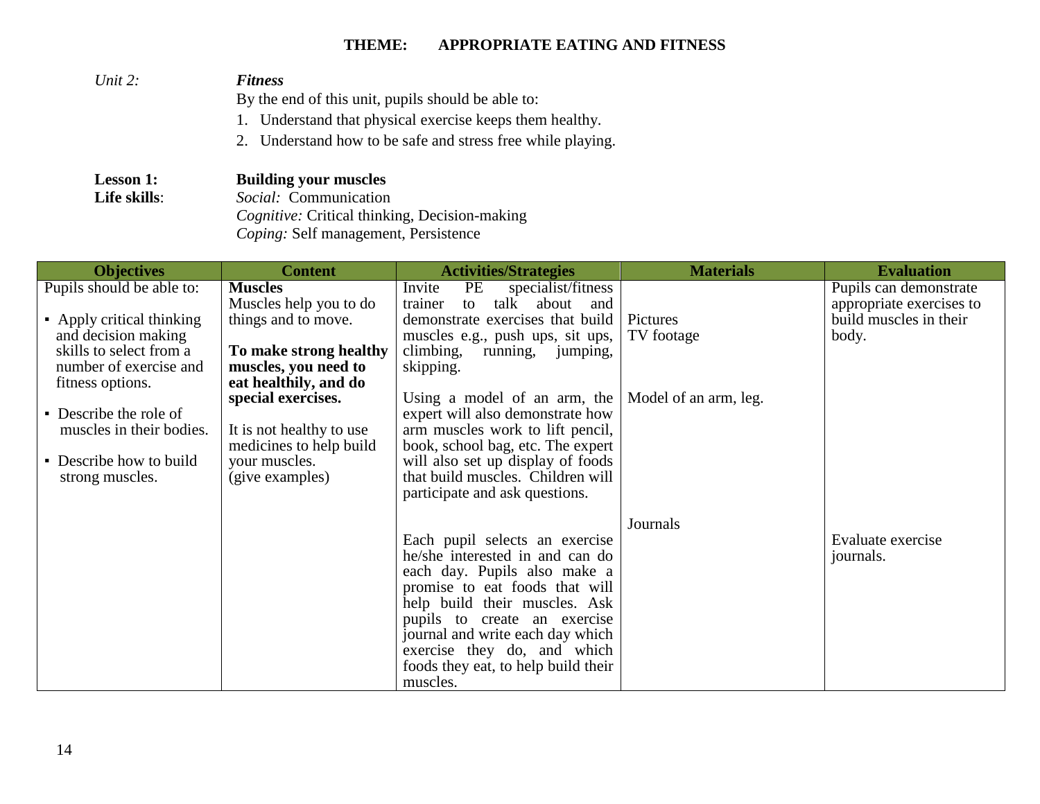## THEME: APPROPRIATE EATING AND FITNESS

*Unit 2:* ***Fitness***

By the end of this unit, pupils should be able to:

1. Understand that physical exercise keeps them healthy.
2. Understand how to be safe and stress free while playing.

**Lesson 1:** **Building your muscles**

**Life skills**: *Social:* Communication
*Cognitive:* Critical thinking, Decision-making
*Coping:* Self management, Persistence

| Objectives | Content | Activities/Strategies | Materials | Evaluation |
|---|---|---|---|---|
| Pupils should be able to:<br><br>▪ Apply critical thinking and decision making skills to select from a number of exercise and fitness options.<br><br>▪ Describe the role of muscles in their bodies.<br><br>▪ Describe how to build strong muscles. | **Muscles**<br>Muscles help you to do things and to move.<br><br>**To make strong healthy muscles, you need to eat healthily, and do special exercises.**<br><br>It is not healthy to use medicines to help build your muscles.<br>(give examples) | Invite PE specialist/fitness trainer to talk about and demonstrate exercises that build muscles e.g., push ups, sit ups, climbing, running, jumping, skipping.<br><br>Using a model of an arm, the expert will also demonstrate how arm muscles work to lift pencil, book, school bag, etc. The expert will also set up display of foods that build muscles. Children will participate and ask questions. | Pictures<br>TV footage<br><br>Model of an arm, leg. | Pupils can demonstrate appropriate exercises to build muscles in their body. |
| | | Each pupil selects an exercise he/she interested in and can do each day. Pupils also make a promise to eat foods that will help build their muscles. Ask pupils to create an exercise journal and write each day which exercise they do, and which foods they eat, to help build their muscles. | Journals | Evaluate exercise journals. |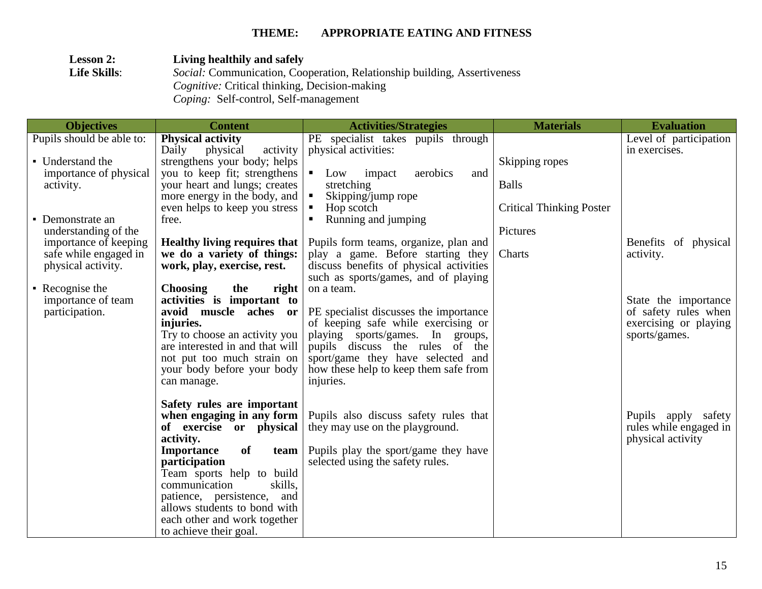## THEME: APPROPRIATE EATING AND FITNESS

**Lesson 2:** **Living healthily and safely**

**Life Skills**: *Social:* Communication, Cooperation, Relationship building, Assertiveness
*Cognitive:* Critical thinking, Decision-making
*Coping:* Self-control, Self-management

| Objectives | Content | Activities/Strategies | Materials | Evaluation |
|---|---|---|---|---|
| Pupils should be able to:<br><br>▪ Understand the importance of physical activity.<br><br>▪ Demonstrate an understanding of the importance of keeping safe while engaged in physical activity.<br><br>▪ Recognise the importance of team participation. | **Physical activity**<br>Daily physical activity strengthens your body; helps you to keep fit; strengthens your heart and lungs; creates more energy in the body, and even helps to keep you stress free.<br><br>**Healthy living requires that we do a variety of things: work, play, exercise, rest.**<br><br>**Choosing the right activities is important to avoid muscle aches or injuries.**<br>Try to choose an activity you are interested in and that will not put too much strain on your body before your body can manage.<br><br>**Safety rules are important when engaging in any form of exercise or physical activity.**<br>**Importance of team participation**<br>Team sports help to build communication skills, patience, persistence, and allows students to bond with each other and work together to achieve their goal. | PE specialist takes pupils through physical activities:<br><br>▪ Low impact aerobics and stretching<br>▪ Skipping/jump rope<br>▪ Hop scotch<br>▪ Running and jumping<br><br>Pupils form teams, organize, plan and play a game. Before starting they discuss benefits of physical activities such as sports/games, and of playing on a team.<br><br>PE specialist discusses the importance of keeping safe while exercising or playing sports/games. In groups, pupils discuss the rules of the sport/game they have selected and how these help to keep them safe from injuries.<br><br>Pupils also discuss safety rules that they may use on the playground.<br><br>Pupils play the sport/game they have selected using the safety rules. | Skipping ropes<br><br>Balls<br><br>Critical Thinking Poster<br><br>Pictures<br><br>Charts | Level of participation in exercises.<br><br>Benefits of physical activity.<br><br>State the importance of safety rules when exercising or playing sports/games.<br><br>Pupils apply safety rules while engaged in physical activity |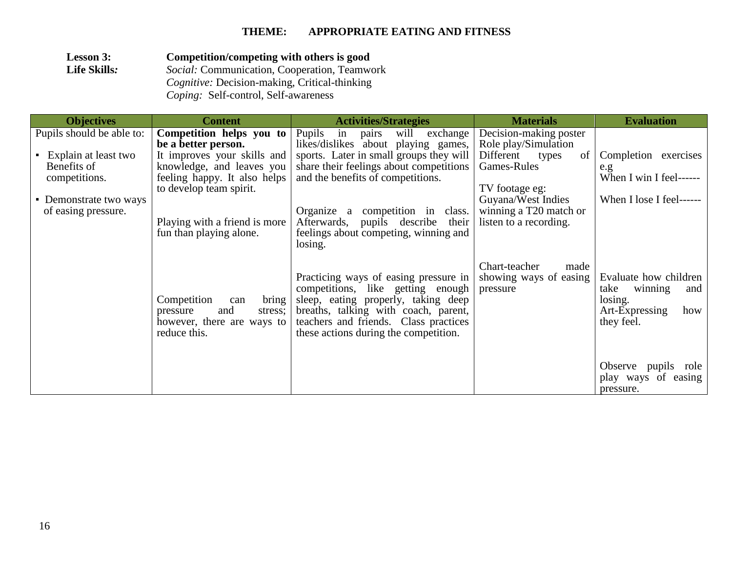# THEME: APPROPRIATE EATING AND FITNESS

**Lesson 3:** **Competition/competing with others is good**

**Life Skills:** *Social:* Communication, Cooperation, Teamwork
*Cognitive:* Decision-making, Critical-thinking
*Coping:* Self-control, Self-awareness

| Objectives | Content | Activities/Strategies | Materials | Evaluation |
|---|---|---|---|---|
| Pupils should be able to:<br>▪ Explain at least two Benefits of competitions.<br>▪ Demonstrate two ways of easing pressure. | **Competition helps you to be a better person.**<br>It improves your skills and knowledge, and leaves you feeling happy. It also helps to develop team spirit.<br><br>Playing with a friend is more fun than playing alone.<br><br>Competition can bring pressure and stress; however, there are ways to reduce this. | Pupils in pairs will exchange likes/dislikes about playing games, sports. Later in small groups they will share their feelings about competitions and the benefits of competitions.<br><br>Organize a competition in class. Afterwards, pupils describe their feelings about competing, winning and losing.<br><br>Practicing ways of easing pressure in competitions, like getting enough sleep, eating properly, taking deep breaths, talking with coach, parent, teachers and friends. Class practices these actions during the competition. | Decision-making poster<br>Role play/Simulation<br>Different types of Games-Rules<br><br>TV footage eg: Guyana/West Indies winning a T20 match or listen to a recording.<br><br>Chart-teacher made showing ways of easing pressure | Completion exercises e.g<br>When I win I feel------<br>When I lose I feel------<br><br>Evaluate how children take winning and losing.<br>Art-Expressing how they feel.<br><br>Observe pupils role play ways of easing pressure. |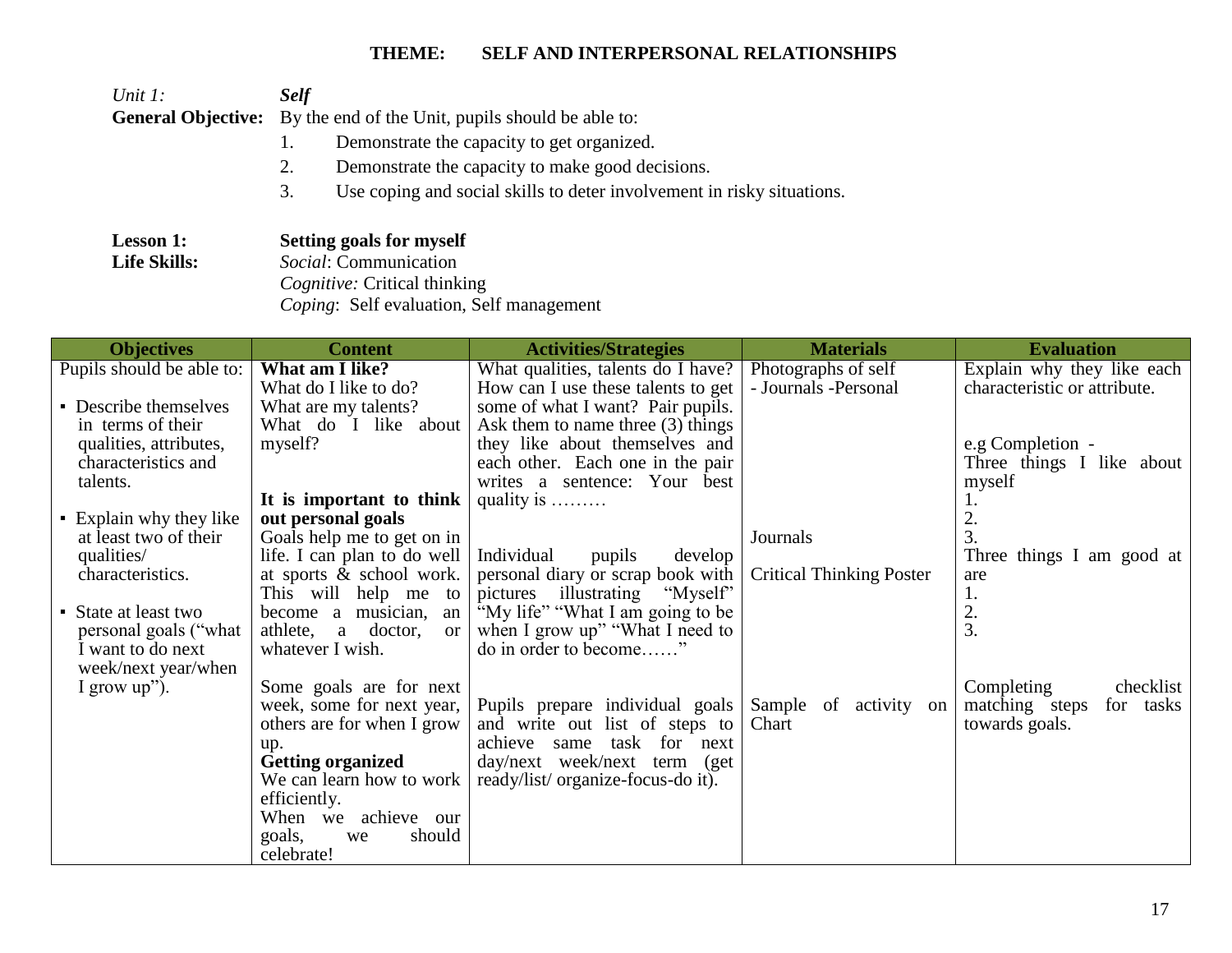## THEME: SELF AND INTERPERSONAL RELATIONSHIPS

*Unit 1:* ***Self***

**General Objective:** By the end of the Unit, pupils should be able to:

1. Demonstrate the capacity to get organized.
2. Demonstrate the capacity to make good decisions.
3. Use coping and social skills to deter involvement in risky situations.

**Lesson 1:** **Setting goals for myself**

**Life Skills:** *Social*: Communication
*Cognitive:* Critical thinking
*Coping*: Self evaluation, Self management

| Objectives | Content | Activities/Strategies | Materials | Evaluation |
|---|---|---|---|---|
| Pupils should be able to:<br><br>▪ Describe themselves in terms of their qualities, attributes, characteristics and talents.<br><br>▪ Explain why they like at least two of their qualities/ characteristics.<br><br>▪ State at least two personal goals ("what I want to do next week/next year/when I grow up"). | **What am I like?**<br>What do I like to do?<br>What are my talents?<br>What do I like about myself?<br><br>**It is important to think out personal goals**<br>Goals help me to get on in life. I can plan to do well at sports & school work. This will help me to become a musician, an athlete, a doctor, or whatever I wish.<br><br>Some goals are for next week, some for next year, others are for when I grow up.<br>**Getting organized**<br>We can learn how to work efficiently.<br>When we achieve our goals, we should celebrate! | What qualities, talents do I have? How can I use these talents to get some of what I want? Pair pupils. Ask them to name three (3) things they like about themselves and each other. Each one in the pair writes a sentence: Your best quality is ………<br><br>Individual pupils develop personal diary or scrap book with pictures illustrating "Myself" "My life" "What I am going to be when I grow up" "What I need to do in order to become……"<br><br>Pupils prepare individual goals and write out list of steps to achieve same task for next day/next week/next term (get ready/list/ organize-focus-do it). | Photographs of self<br>- Journals -Personal<br><br>Journals<br><br>Critical Thinking Poster<br><br>Sample of activity on Chart | Explain why they like each characteristic or attribute.<br><br>e.g Completion -<br>Three things I like about myself<br>1.<br>2.<br>3.<br>Three things I am good at are<br>1.<br>2.<br>3.<br><br>Completing checklist matching steps for tasks towards goals. |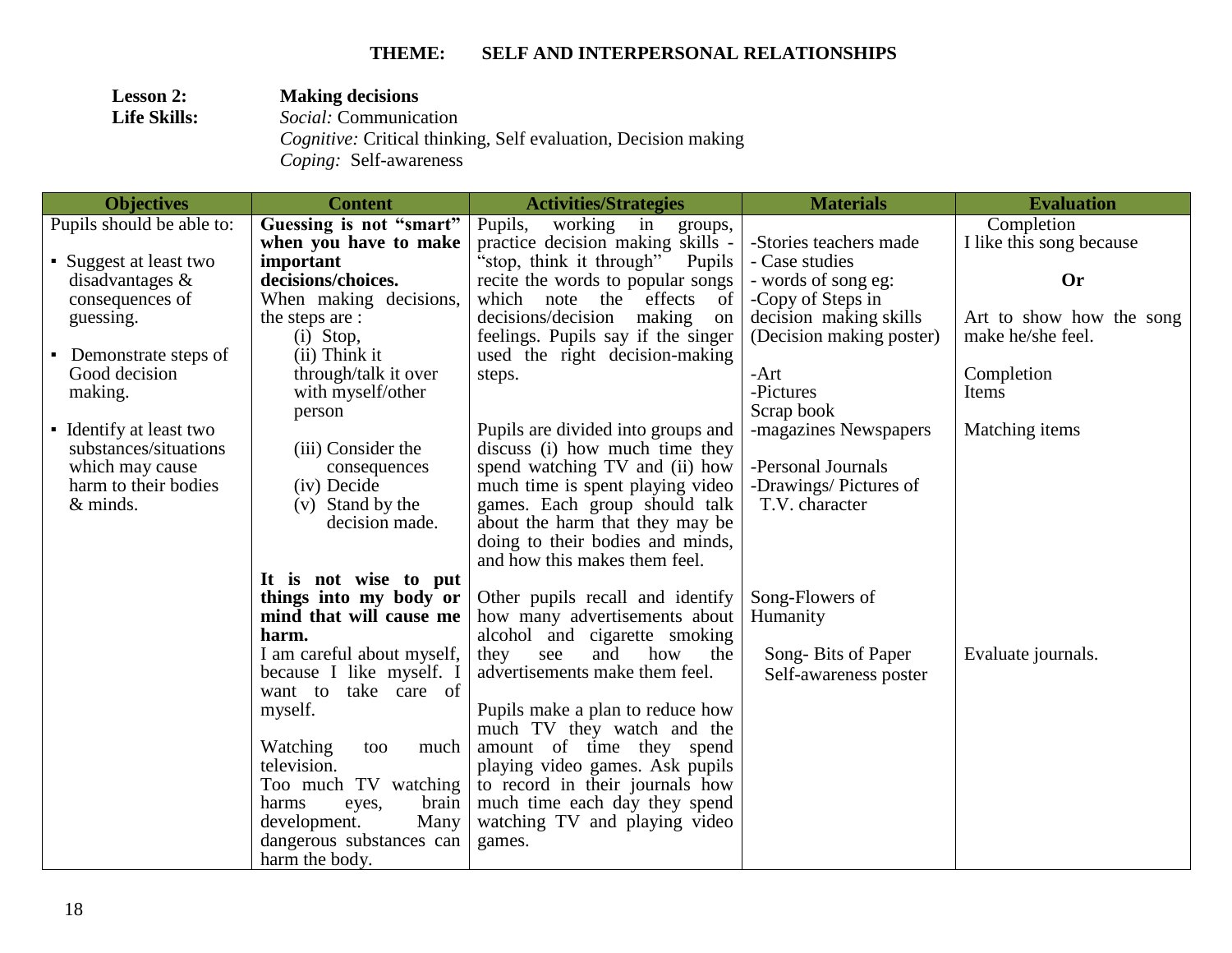**THEME: SELF AND INTERPERSONAL RELATIONSHIPS**

**Lesson 2:** **Making decisions**
**Life Skills:** *Social:* Communication
*Cognitive:* Critical thinking, Self evaluation, Decision making
*Coping:* Self-awareness

| Objectives | Content | Activities/Strategies | Materials | Evaluation |
|---|---|---|---|---|
| Pupils should be able to:<br><br>▪ Suggest at least two disadvantages & consequences of guessing.<br><br>▪ Demonstrate steps of Good decision making.<br><br>▪ Identify at least two substances/situations which may cause harm to their bodies & minds. | **Guessing is not "smart" when you have to make important decisions/choices.**<br>When making decisions, the steps are :<br>(i) Stop,<br>(ii) Think it through/talk it over with myself/other person<br>(iii) Consider the consequences<br>(iv) Decide<br>(v) Stand by the decision made.<br><br>**It is not wise to put things into my body or mind that will cause me harm.**<br>I am careful about myself, because I like myself. I want to take care of myself.<br><br>Watching too much television.<br>Too much TV watching harms eyes, brain development. Many dangerous substances can harm the body. | Pupils, working in groups, practice decision making skills - "stop, think it through" Pupils recite the words to popular songs which note the effects of decisions/decision making on feelings. Pupils say if the singer used the right decision-making steps.<br><br>Pupils are divided into groups and discuss (i) how much time they spend watching TV and (ii) how much time is spent playing video games. Each group should talk about the harm that they may be doing to their bodies and minds, and how this makes them feel.<br><br>Other pupils recall and identify how many advertisements about alcohol and cigarette smoking they see and how the advertisements make them feel.<br><br>Pupils make a plan to reduce how much TV they watch and the amount of time they spend playing video games. Ask pupils to record in their journals how much time each day they spend watching TV and playing video games. | -Stories teachers made<br>- Case studies<br>- words of song eg:<br>-Copy of Steps in decision making skills (Decision making poster)<br><br>-Art<br>-Pictures<br>Scrap book<br>-magazines Newspapers<br><br>-Personal Journals<br>-Drawings/ Pictures of T.V. character<br><br>Song-Flowers of Humanity<br><br>Song- Bits of Paper<br>Self-awareness poster | Completion<br>I like this song because<br><br>**Or**<br><br>Art to show how the song make he/she feel.<br><br>Completion Items<br><br>Matching items<br><br><br><br><br><br>Evaluate journals. |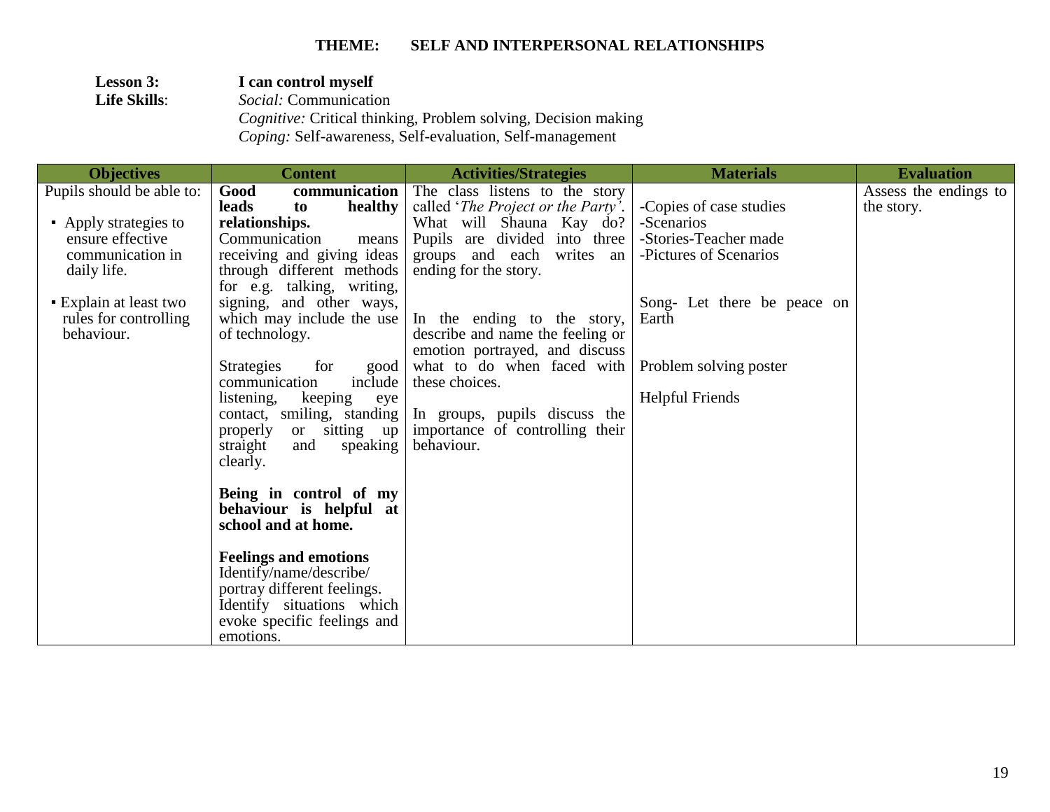## THEME: SELF AND INTERPERSONAL RELATIONSHIPS

**Lesson 3:** **I can control myself**

**Life Skills**: *Social:* Communication
*Cognitive:* Critical thinking, Problem solving, Decision making
*Coping:* Self-awareness, Self-evaluation, Self-management

| Objectives | Content | Activities/Strategies | Materials | Evaluation |
|---|---|---|---|---|
| Pupils should be able to:<br><br>▪ Apply strategies to ensure effective communication in daily life.<br><br>▪ Explain at least two rules for controlling behaviour. | **Good communication leads to healthy relationships.**<br>Communication means receiving and giving ideas through different methods for e.g. talking, writing, signing, and other ways, which may include the use of technology.<br><br>Strategies for good communication include listening, keeping eye contact, smiling, standing properly or sitting up straight and speaking clearly.<br><br>**Being in control of my behaviour is helpful at school and at home.**<br><br>**Feelings and emotions**<br>Identify/name/describe/ portray different feelings.<br>Identify situations which evoke specific feelings and emotions. | The class listens to the story called '*The Project or the Party*'. What will Shauna Kay do? Pupils are divided into three groups and each writes an ending for the story.<br><br>In the ending to the story, describe and name the feeling or emotion portrayed, and discuss what to do when faced with these choices.<br><br>In groups, pupils discuss the importance of controlling their behaviour. | -Copies of case studies<br>-Scenarios<br>-Stories-Teacher made<br>-Pictures of Scenarios<br><br>Song- Let there be peace on Earth<br><br>Problem solving poster<br><br>Helpful Friends | Assess the endings to the story. |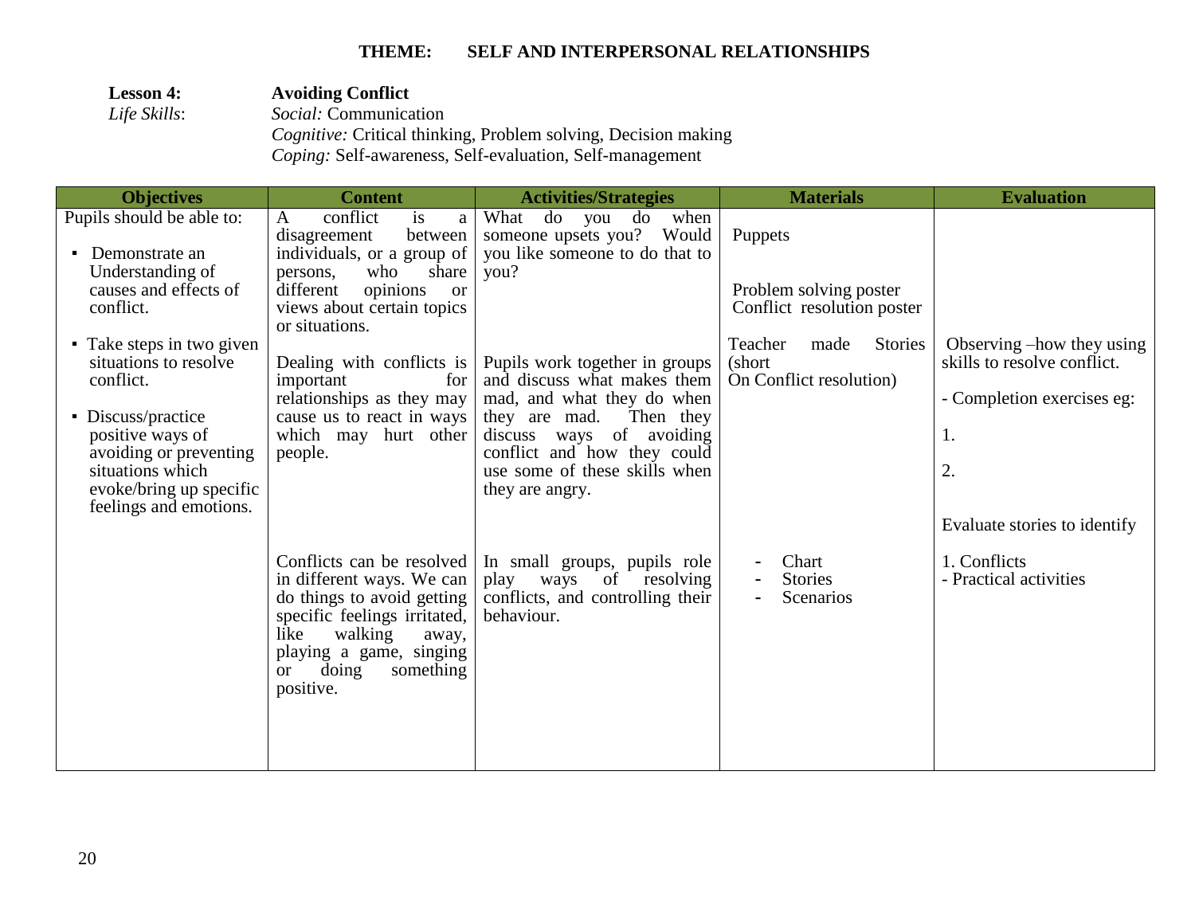**THEME: SELF AND INTERPERSONAL RELATIONSHIPS**

**Lesson 4:** **Avoiding Conflict**

*Life Skills*: *Social:* Communication
*Cognitive:* Critical thinking, Problem solving, Decision making
*Coping:* Self-awareness, Self-evaluation, Self-management

| Objectives | Content | Activities/Strategies | Materials | Evaluation |
|---|---|---|---|---|
| Pupils should be able to:<br><br>▪ Demonstrate an Understanding of causes and effects of conflict. | A conflict is a disagreement between individuals, or a group of persons, who share different opinions or views about certain topics or situations. | What do you do when someone upsets you? Would you like someone to do that to you? | Puppets<br><br>Problem solving poster<br>Conflict resolution poster | |
| ▪ Take steps in two given situations to resolve conflict.<br><br>▪ Discuss/practice positive ways of avoiding or preventing situations which evoke/bring up specific feelings and emotions. | Dealing with conflicts is important for relationships as they may cause us to react in ways which may hurt other people. | Pupils work together in groups and discuss what makes them mad, and what they do when they are mad. Then they discuss ways of avoiding conflict and how they could use some of these skills when they are angry. | Teacher made Stories (short On Conflict resolution) | Observing –how they using skills to resolve conflict.<br><br>- Completion exercises eg:<br><br>1.<br><br>2.<br><br>Evaluate stories to identify |
| | Conflicts can be resolved in different ways. We can do things to avoid getting specific feelings irritated, like walking away, playing a game, singing or doing something positive. | In small groups, pupils role play ways of resolving conflicts, and controlling their behaviour. | - Chart<br>- Stories<br>- Scenarios | 1. Conflicts<br>- Practical activities |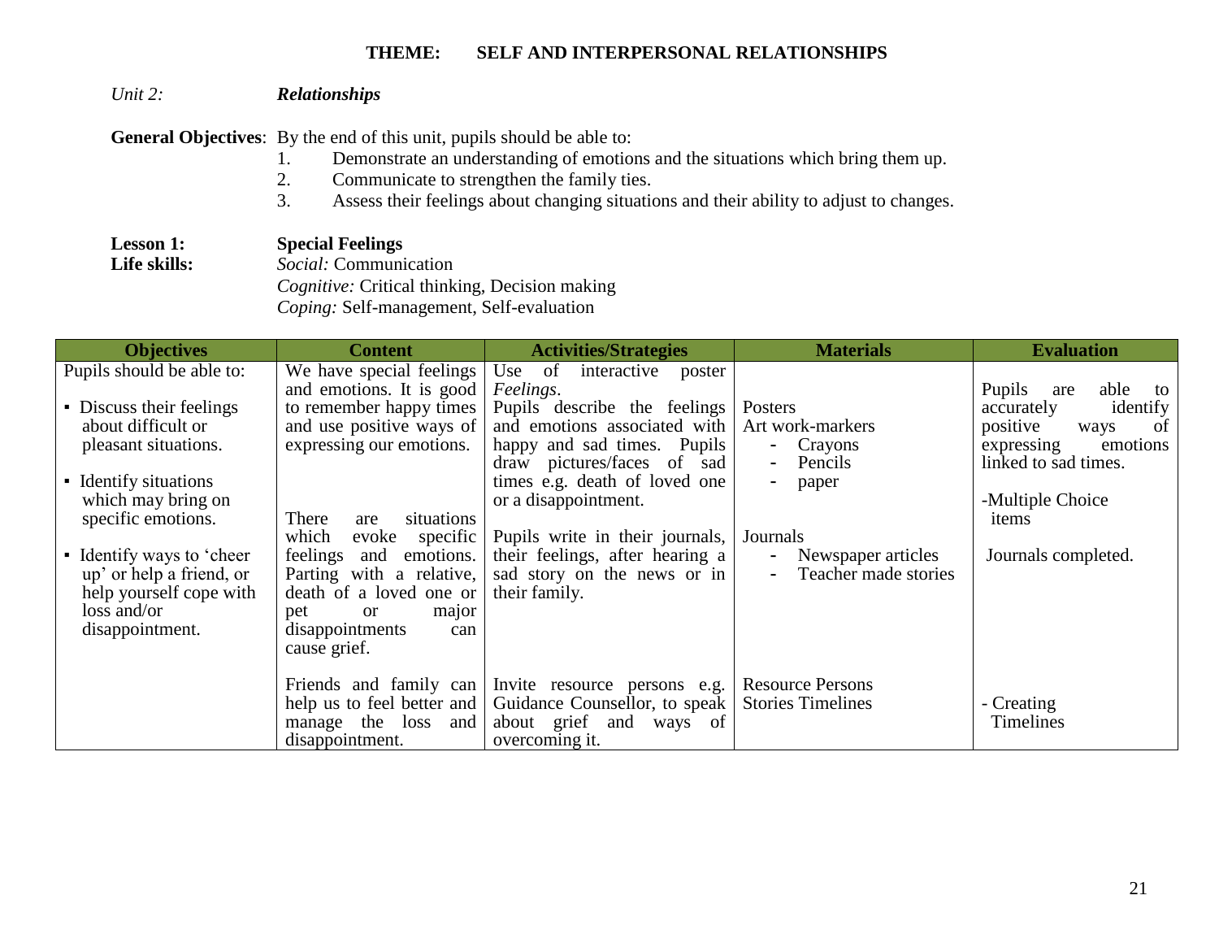## THEME: SELF AND INTERPERSONAL RELATIONSHIPS

*Unit 2:* ***Relationships***

**General Objectives**: By the end of this unit, pupils should be able to:

1. Demonstrate an understanding of emotions and the situations which bring them up.
2. Communicate to strengthen the family ties.
3. Assess their feelings about changing situations and their ability to adjust to changes.

**Lesson 1:** **Special Feelings**

**Life skills:** *Social:* Communication
*Cognitive:* Critical thinking, Decision making
*Coping:* Self-management, Self-evaluation

| Objectives | Content | Activities/Strategies | Materials | Evaluation |
|---|---|---|---|---|
| Pupils should be able to:<br><br>▪ Discuss their feelings about difficult or pleasant situations.<br><br>▪ Identify situations which may bring on specific emotions.<br><br>▪ Identify ways to 'cheer up' or help a friend, or help yourself cope with loss and/or disappointment. | We have special feelings and emotions. It is good to remember happy times and use positive ways of expressing our emotions. | Use of interactive poster *Feelings*.<br>Pupils describe the feelings and emotions associated with happy and sad times. Pupils draw pictures/faces of sad times e.g. death of loved one or a disappointment. | Posters<br>Art work-markers<br>- Crayons<br>- Pencils<br>- paper | Pupils are able to accurately identify positive ways of expressing emotions linked to sad times.<br><br>-Multiple Choice items |
| | There are situations which evoke specific feelings and emotions. Parting with a relative, death of a loved one or pet or major disappointments can cause grief. | Pupils write in their journals, their feelings, after hearing a sad story on the news or in their family. | Journals<br>- Newspaper articles<br>- Teacher made stories | Journals completed. |
| | Friends and family can help us to feel better and manage the loss and disappointment. | Invite resource persons e.g. Guidance Counsellor, to speak about grief and ways of overcoming it. | Resource Persons<br>Stories Timelines | - Creating Timelines |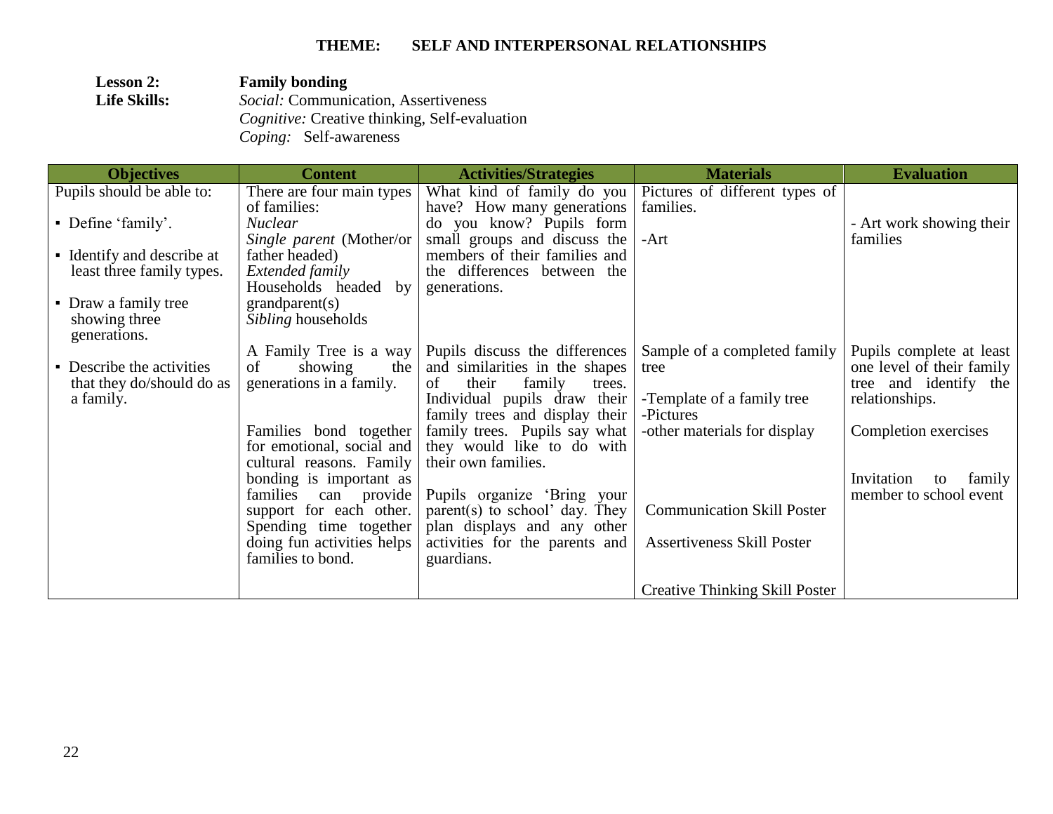## THEME: SELF AND INTERPERSONAL RELATIONSHIPS

**Lesson 2:** **Family bonding**
**Life Skills:** *Social:* Communication, Assertiveness
*Cognitive:* Creative thinking, Self-evaluation
*Coping:* Self-awareness

| Objectives | Content | Activities/Strategies | Materials | Evaluation |
|---|---|---|---|---|
| Pupils should be able to:<br><br>▪ Define 'family'.<br><br>▪ Identify and describe at least three family types.<br><br>▪ Draw a family tree showing three generations. | There are four main types of families:<br>*Nuclear*<br>*Single parent* (Mother/or father headed)<br>*Extended family*<br>Households headed by grandparent(s)<br>*Sibling* households | What kind of family do you have? How many generations do you know? Pupils form small groups and discuss the members of their families and the differences between the generations. | Pictures of different types of families.<br><br>-Art | - Art work showing their families |
| ▪ Describe the activities that they do/should do as a family. | A Family Tree is a way of showing the generations in a family.<br><br>Families bond together for emotional, social and cultural reasons. Family bonding is important as families can provide support for each other. Spending time together doing fun activities helps families to bond. | Pupils discuss the differences and similarities in the shapes of their family trees. Individual pupils draw their family trees and display their family trees. Pupils say what they would like to do with their own families.<br><br>Pupils organize 'Bring your parent(s) to school' day. They plan displays and any other activities for the parents and guardians. | Sample of a completed family tree<br><br>-Template of a family tree<br>-Pictures<br>-other materials for display<br><br>Communication Skill Poster<br><br>Assertiveness Skill Poster<br><br>Creative Thinking Skill Poster | Pupils complete at least one level of their family tree and identify the relationships.<br><br>Completion exercises<br><br>Invitation to family member to school event |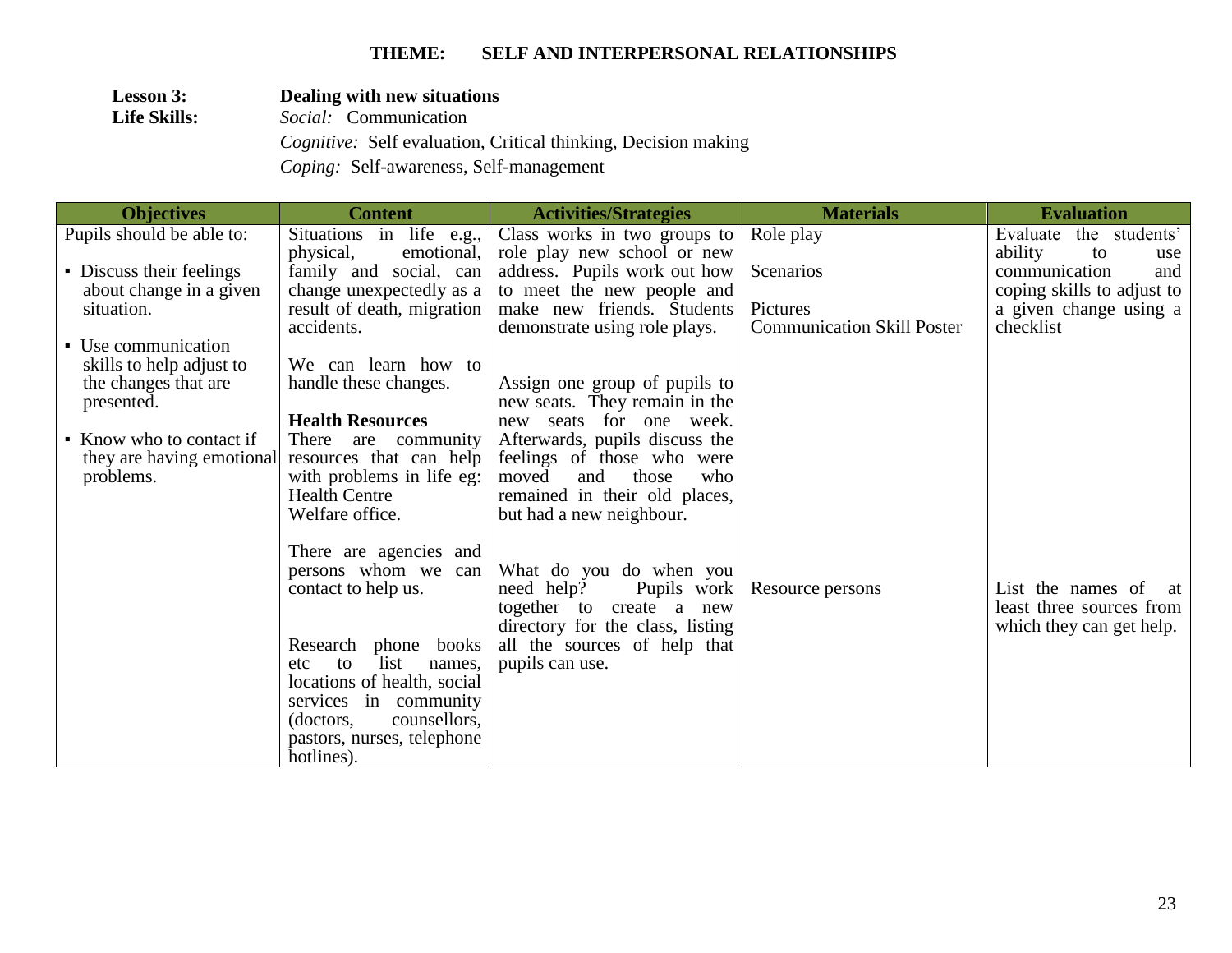## THEME: SELF AND INTERPERSONAL RELATIONSHIPS

**Lesson 3:** **Dealing with new situations**

**Life Skills:** *Social:* Communication
*Cognitive:* Self evaluation, Critical thinking, Decision making
*Coping:* Self-awareness, Self-management

| Objectives | Content | Activities/Strategies | Materials | Evaluation |
|---|---|---|---|---|
| Pupils should be able to:<br><br>▪ Discuss their feelings about change in a given situation.<br><br>▪ Use communication skills to help adjust to the changes that are presented.<br><br>▪ Know who to contact if they are having emotional problems. | Situations in life e.g., physical, emotional, family and social, can change unexpectedly as a result of death, migration accidents.<br><br>We can learn how to handle these changes.<br><br>**Health Resources**<br>There are community resources that can help with problems in life eg:<br>Health Centre<br>Welfare office.<br><br>There are agencies and persons whom we can contact to help us.<br><br>Research phone books etc to list names, locations of health, social services in community (doctors, counsellors, pastors, nurses, telephone hotlines). | Class works in two groups to role play new school or new address. Pupils work out how to meet the new people and make new friends. Students demonstrate using role plays.<br><br>Assign one group of pupils to new seats. They remain in the new seats for one week. Afterwards, pupils discuss the feelings of those who were moved and those who remained in their old places, but had a new neighbour.<br><br>What do you do when you need help? Pupils work together to create a new directory for the class, listing all the sources of help that pupils can use. | Role play<br><br>Scenarios<br><br>Pictures<br>Communication Skill Poster<br><br>Resource persons | Evaluate the students' ability to use communication and coping skills to adjust to a given change using a checklist<br><br>List the names of at least three sources from which they can get help. |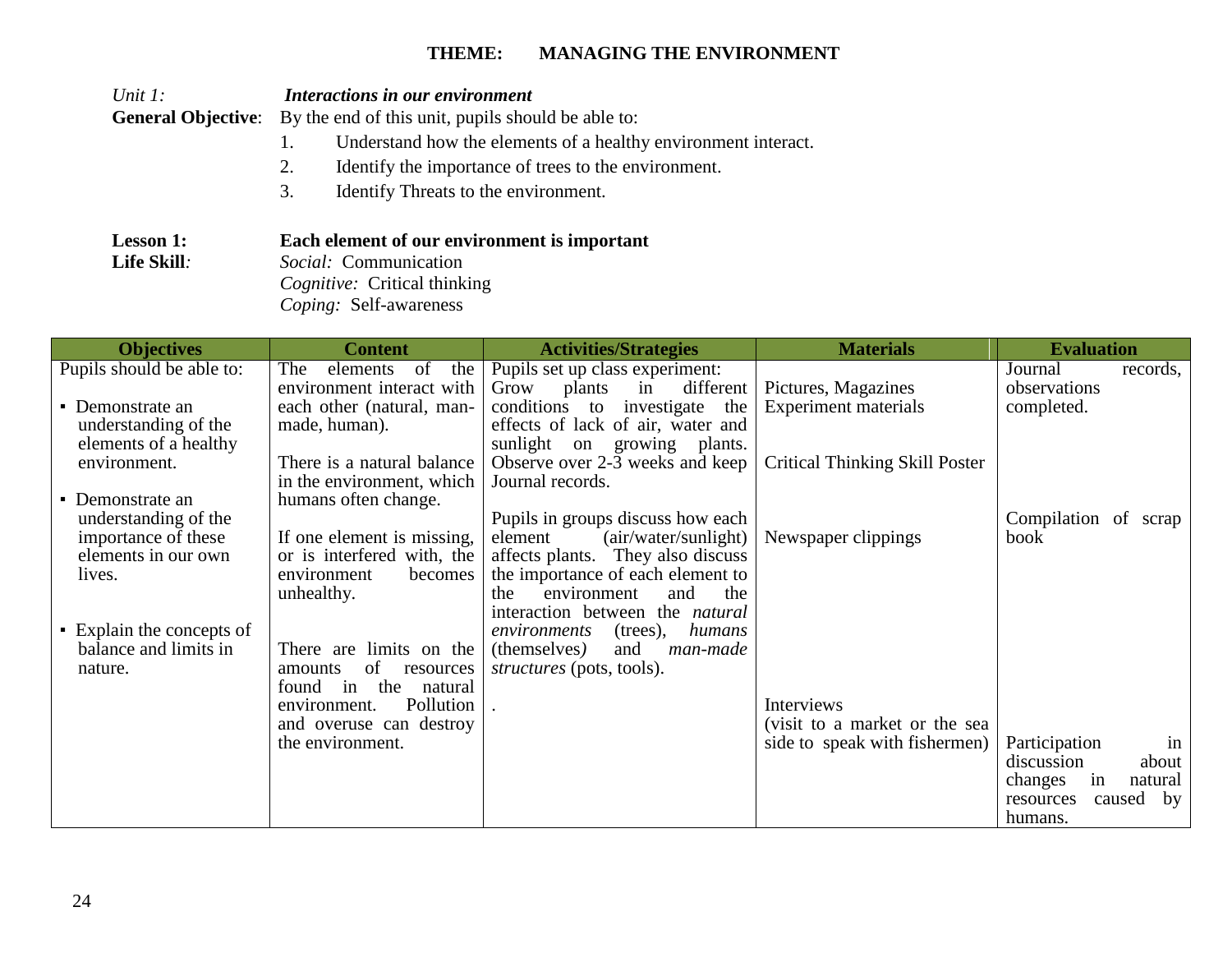## THEME: MANAGING THE ENVIRONMENT

*Unit 1:* ***Interactions in our environment***

**General Objective**: By the end of this unit, pupils should be able to:

1. Understand how the elements of a healthy environment interact.
2. Identify the importance of trees to the environment.
3. Identify Threats to the environment.

**Lesson 1:** **Each element of our environment is important**

**Life Skill***:* *Social:* Communication
*Cognitive:* Critical thinking
*Coping:* Self-awareness

| Objectives | Content | Activities/Strategies | Materials | Evaluation |
|---|---|---|---|---|
| Pupils should be able to:<br><br>▪ Demonstrate an understanding of the elements of a healthy environment.<br><br>▪ Demonstrate an understanding of the importance of these elements in our own lives.<br><br>▪ Explain the concepts of balance and limits in nature. | The elements of the environment interact with each other (natural, man-made, human).<br><br>There is a natural balance in the environment, which humans often change.<br><br>If one element is missing, or is interfered with, the environment becomes unhealthy.<br><br>There are limits on the amounts of resources found in the natural environment. Pollution and overuse can destroy the environment. | Pupils set up class experiment: Grow plants in different conditions to investigate the effects of lack of air, water and sunlight on growing plants. Observe over 2-3 weeks and keep Journal records.<br><br>Pupils in groups discuss how each element (air/water/sunlight) affects plants. They also discuss the importance of each element to the environment and the interaction between the *natural environments* (trees), *humans* (themselves*)* and *man-made structures* (pots, tools).<br><br>. | Pictures, Magazines<br>Experiment materials<br><br>Critical Thinking Skill Poster<br><br>Newspaper clippings<br><br>Interviews (visit to a market or the sea side to speak with fishermen) | Journal records, observations completed.<br><br>Compilation of scrap book<br><br>Participation in discussion about changes in natural resources caused by humans. |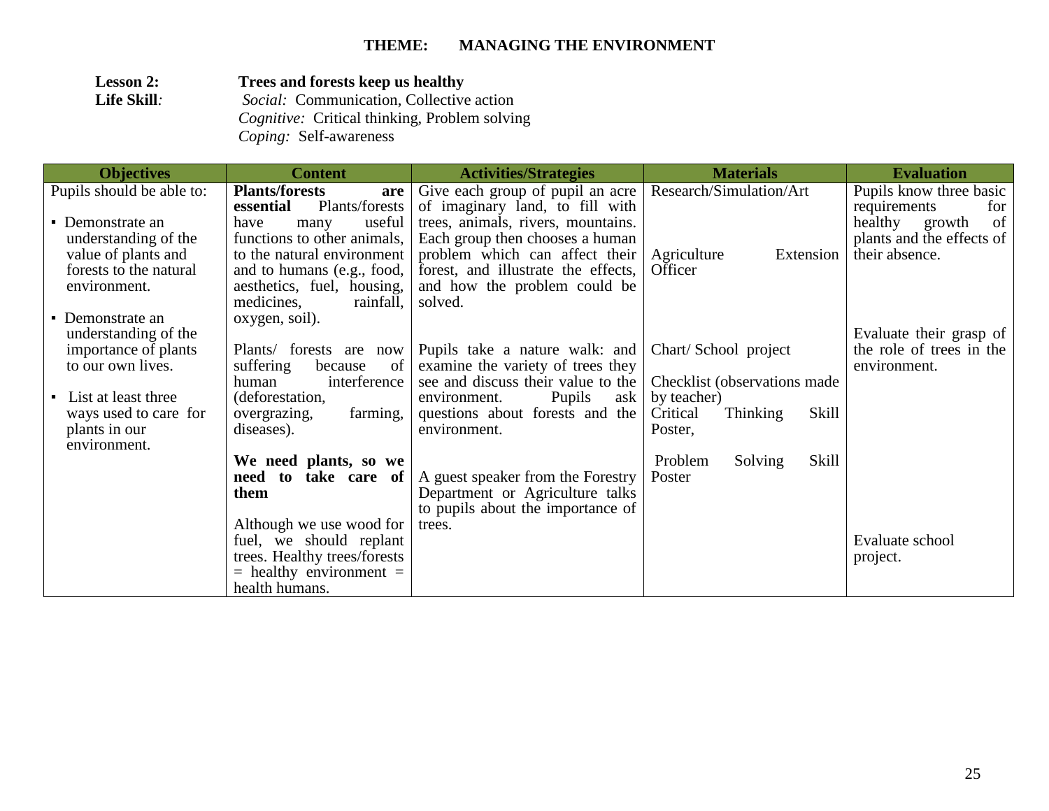## THEME: MANAGING THE ENVIRONMENT

**Lesson 2:** **Trees and forests keep us healthy**

**Life Skill***:* *Social:* Communication, Collective action
*Cognitive:* Critical thinking, Problem solving
*Coping:* Self-awareness

| Objectives | Content | Activities/Strategies | Materials | Evaluation |
|---|---|---|---|---|
| Pupils should be able to:<br><br>▪ Demonstrate an understanding of the value of plants and forests to the natural environment.<br><br>▪ Demonstrate an understanding of the importance of plants to our own lives.<br><br>▪ List at least three ways used to care for plants in our environment. | **Plants/forests are essential** Plants/forests have many useful functions to other animals, to the natural environment and to humans (e.g., food, aesthetics, fuel, housing, medicines, rainfall, oxygen, soil).<br><br>Plants/ forests are now suffering because of human interference (deforestation, overgrazing, farming, diseases).<br><br>**We need plants, so we need to take care of them**<br><br>Although we use wood for fuel, we should replant trees. Healthy trees/forests = healthy environment = health humans. | Give each group of pupil an acre of imaginary land, to fill with trees, animals, rivers, mountains. Each group then chooses a human problem which can affect their forest, and illustrate the effects, and how the problem could be solved.<br><br>Pupils take a nature walk: and examine the variety of trees they see and discuss their value to the environment. Pupils ask questions about forests and the environment.<br><br>A guest speaker from the Forestry Department or Agriculture talks to pupils about the importance of trees. | Research/Simulation/Art<br><br>Agriculture Extension Officer<br><br>Chart/ School project<br><br>Checklist (observations made by teacher)<br>Critical Thinking Skill Poster,<br><br>Problem Solving Skill Poster | Pupils know three basic requirements for healthy growth of plants and the effects of their absence.<br><br>Evaluate their grasp of the role of trees in the environment.<br><br>Evaluate school project. |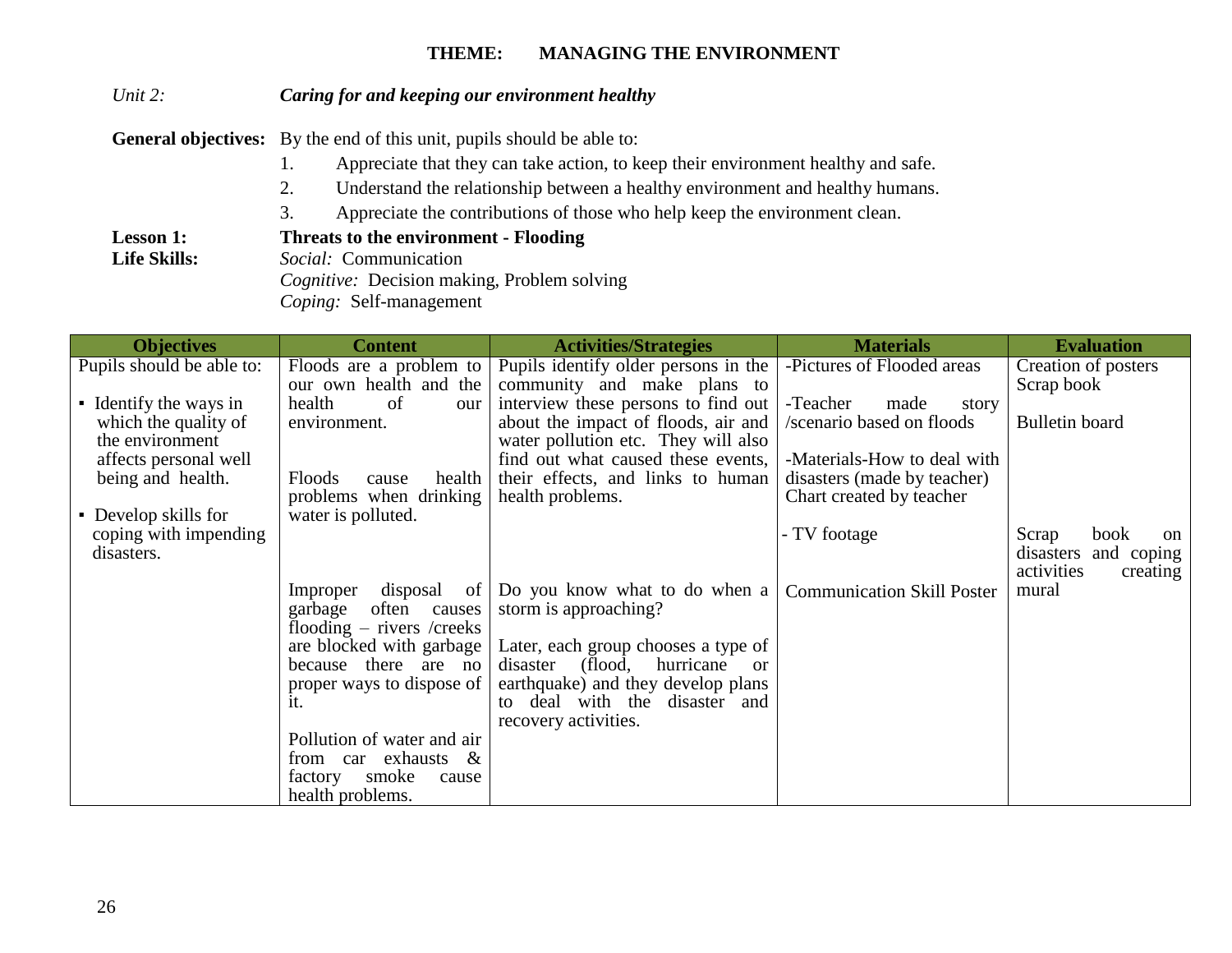## THEME: MANAGING THE ENVIRONMENT

*Unit 2:* ***Caring for and keeping our environment healthy***

**General objectives:** By the end of this unit, pupils should be able to:

1. Appreciate that they can take action, to keep their environment healthy and safe.
2. Understand the relationship between a healthy environment and healthy humans.
3. Appreciate the contributions of those who help keep the environment clean.

**Lesson 1:** **Threats to the environment - Flooding**

**Life Skills:** *Social:* Communication
*Cognitive:* Decision making, Problem solving
*Coping:* Self-management

| Objectives | Content | Activities/Strategies | Materials | Evaluation |
|---|---|---|---|---|
| Pupils should be able to:<br><br>▪ Identify the ways in which the quality of the environment affects personal well being and health.<br><br>▪ Develop skills for coping with impending disasters. | Floods are a problem to our own health and the health of our environment.<br><br>Floods cause health problems when drinking water is polluted.<br><br>Improper disposal of garbage often causes flooding – rivers /creeks are blocked with garbage because there are no proper ways to dispose of it.<br><br>Pollution of water and air from car exhausts & factory smoke cause health problems. | Pupils identify older persons in the community and make plans to interview these persons to find out about the impact of floods, air and water pollution etc. They will also find out what caused these events, their effects, and links to human health problems.<br><br>Do you know what to do when a storm is approaching?<br><br>Later, each group chooses a type of disaster (flood, hurricane or earthquake) and they develop plans to deal with the disaster and recovery activities. | -Pictures of Flooded areas<br><br>-Teacher made story /scenario based on floods<br><br>-Materials-How to deal with disasters (made by teacher) Chart created by teacher<br><br>- TV footage<br><br>Communication Skill Poster | Creation of posters Scrap book<br><br>Bulletin board<br><br>Scrap book on disasters and coping activities creating mural |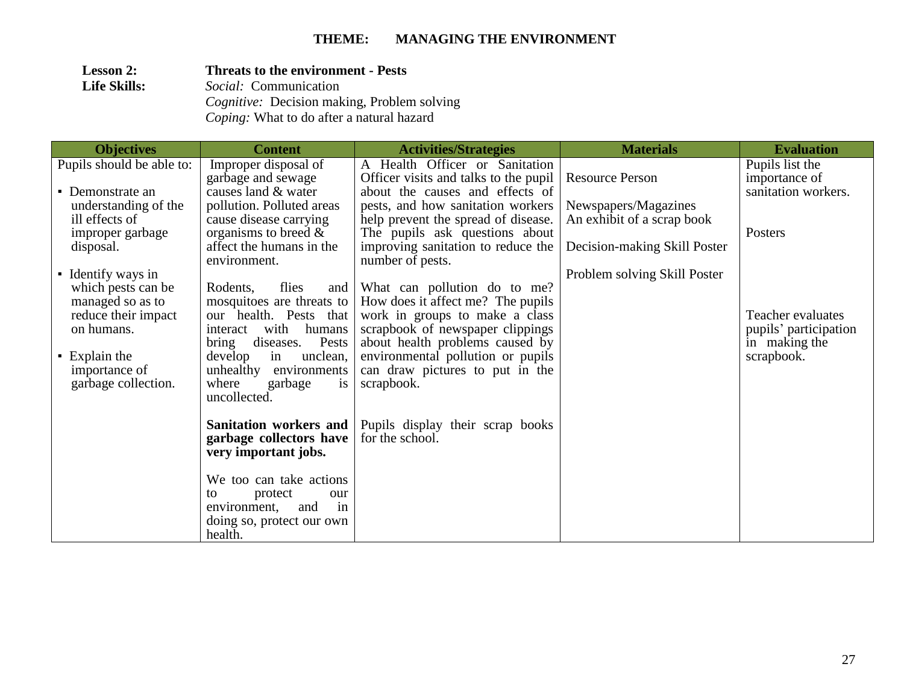## THEME: MANAGING THE ENVIRONMENT

**Lesson 2:** **Threats to the environment - Pests**

**Life Skills:** *Social:* Communication
*Cognitive:* Decision making, Problem solving
*Coping:* What to do after a natural hazard

| Objectives | Content | Activities/Strategies | Materials | Evaluation |
|---|---|---|---|---|
| Pupils should be able to:<br><br>▪ Demonstrate an understanding of the ill effects of improper garbage disposal.<br><br>▪ Identify ways in which pests can be managed so as to reduce their impact on humans.<br><br>▪ Explain the importance of garbage collection. | Improper disposal of garbage and sewage causes land & water pollution. Polluted areas cause disease carrying organisms to breed & affect the humans in the environment.<br><br>Rodents, flies and mosquitoes are threats to our health. Pests that interact with humans bring diseases. Pests develop in unclean, unhealthy environments where garbage is uncollected.<br><br>**Sanitation workers and garbage collectors have very important jobs.**<br><br>We too can take actions to protect our environment, and in doing so, protect our own health. | A Health Officer or Sanitation Officer visits and talks to the pupil about the causes and effects of pests, and how sanitation workers help prevent the spread of disease. The pupils ask questions about improving sanitation to reduce the number of pests.<br><br>What can pollution do to me? How does it affect me? The pupils work in groups to make a class scrapbook of newspaper clippings about health problems caused by environmental pollution or pupils can draw pictures to put in the scrapbook.<br><br>Pupils display their scrap books for the school. | Resource Person<br><br>Newspapers/Magazines<br>An exhibit of a scrap book<br><br>Decision-making Skill Poster<br><br>Problem solving Skill Poster | Pupils list the importance of sanitation workers.<br><br>Posters<br><br>Teacher evaluates pupils' participation in making the scrapbook. |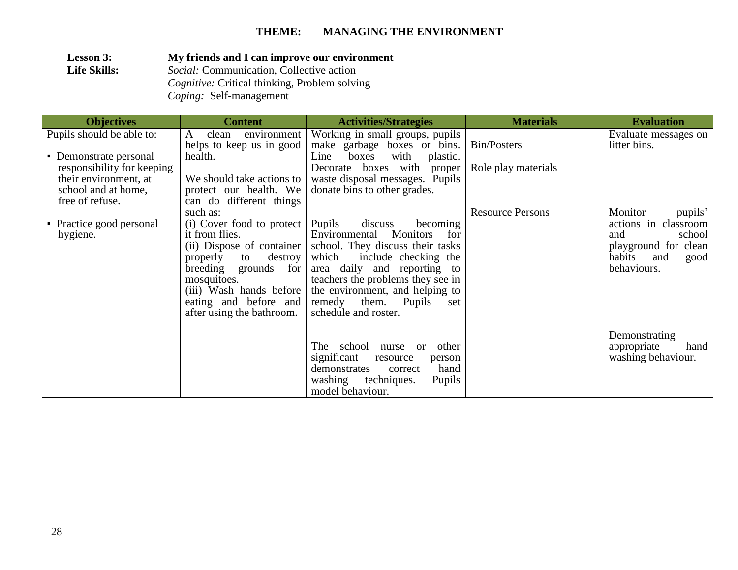## THEME: MANAGING THE ENVIRONMENT

**Lesson 3:** **My friends and I can improve our environment**

**Life Skills:** *Social:* Communication, Collective action
*Cognitive:* Critical thinking, Problem solving
*Coping:* Self-management

| Objectives | Content | Activities/Strategies | Materials | Evaluation |
|---|---|---|---|---|
| Pupils should be able to:<br><br>▪ Demonstrate personal responsibility for keeping their environment, at school and at home, free of refuse.<br><br>▪ Practice good personal hygiene. | A clean environment helps to keep us in good health.<br><br>We should take actions to protect our health. We can do different things such as:<br>(i) Cover food to protect it from flies.<br>(ii) Dispose of container properly to destroy breeding grounds for mosquitoes.<br>(iii) Wash hands before eating and before and after using the bathroom. | Working in small groups, pupils make garbage boxes or bins. Line boxes with plastic. Decorate boxes with proper waste disposal messages. Pupils donate bins to other grades.<br><br>Pupils discuss becoming Environmental Monitors for school. They discuss their tasks which include checking the area daily and reporting to teachers the problems they see in the environment, and helping to remedy them. Pupils set schedule and roster.<br><br>The school nurse or other significant resource person demonstrates correct hand washing techniques. Pupils model behaviour. | Bin/Posters<br><br>Role play materials<br><br>Resource Persons | Evaluate messages on litter bins.<br><br>Monitor pupils' actions in classroom and school playground for clean habits and good behaviours.<br><br>Demonstrating appropriate hand washing behaviour. |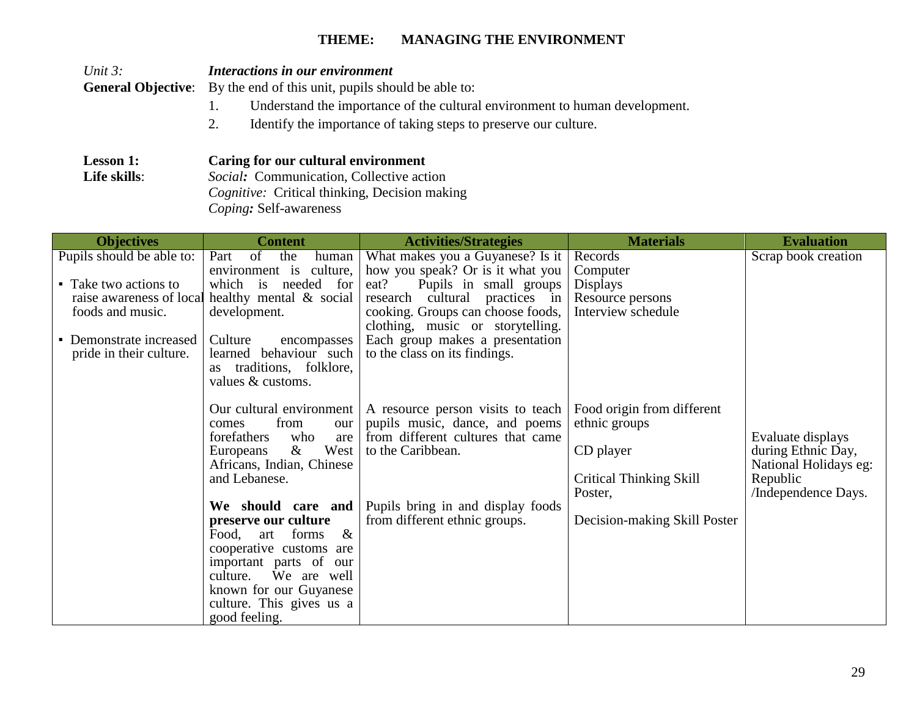## THEME: MANAGING THE ENVIRONMENT

*Unit 3:* ***Interactions in our environment***

**General Objective**: By the end of this unit, pupils should be able to:

1. Understand the importance of the cultural environment to human development.
2. Identify the importance of taking steps to preserve our culture.

**Lesson 1:** **Caring for our cultural environment**

**Life skills**: *Social:* Communication, Collective action
*Cognitive:* Critical thinking, Decision making
*Coping:* Self-awareness

| Objectives | Content | Activities/Strategies | Materials | Evaluation |
|---|---|---|---|---|
| Pupils should be able to:<br><br>▪ Take two actions to raise awareness of local foods and music.<br><br>▪ Demonstrate increased pride in their culture. | Part of the human environment is culture, which is needed for healthy mental & social development.<br><br>Culture encompasses learned behaviour such as traditions, folklore, values & customs. | What makes you a Guyanese? Is it how you speak? Or is it what you eat? Pupils in small groups research cultural practices in cooking. Groups can choose foods, clothing, music or storytelling. Each group makes a presentation to the class on its findings. | Records<br>Computer<br>Displays<br>Resource persons<br>Interview schedule | Scrap book creation |
| | Our cultural environment comes from our forefathers who are Europeans & West Africans, Indian, Chinese and Lebanese. | A resource person visits to teach pupils music, dance, and poems from different cultures that came to the Caribbean. | Food origin from different ethnic groups<br><br>CD player<br><br>Critical Thinking Skill Poster, | Evaluate displays during Ethnic Day, National Holidays eg: Republic /Independence Days. |
| | **We should care and preserve our culture**<br>Food, art forms & cooperative customs are important parts of our culture. We are well known for our Guyanese culture. This gives us a good feeling. | Pupils bring in and display foods from different ethnic groups. | Decision-making Skill Poster | |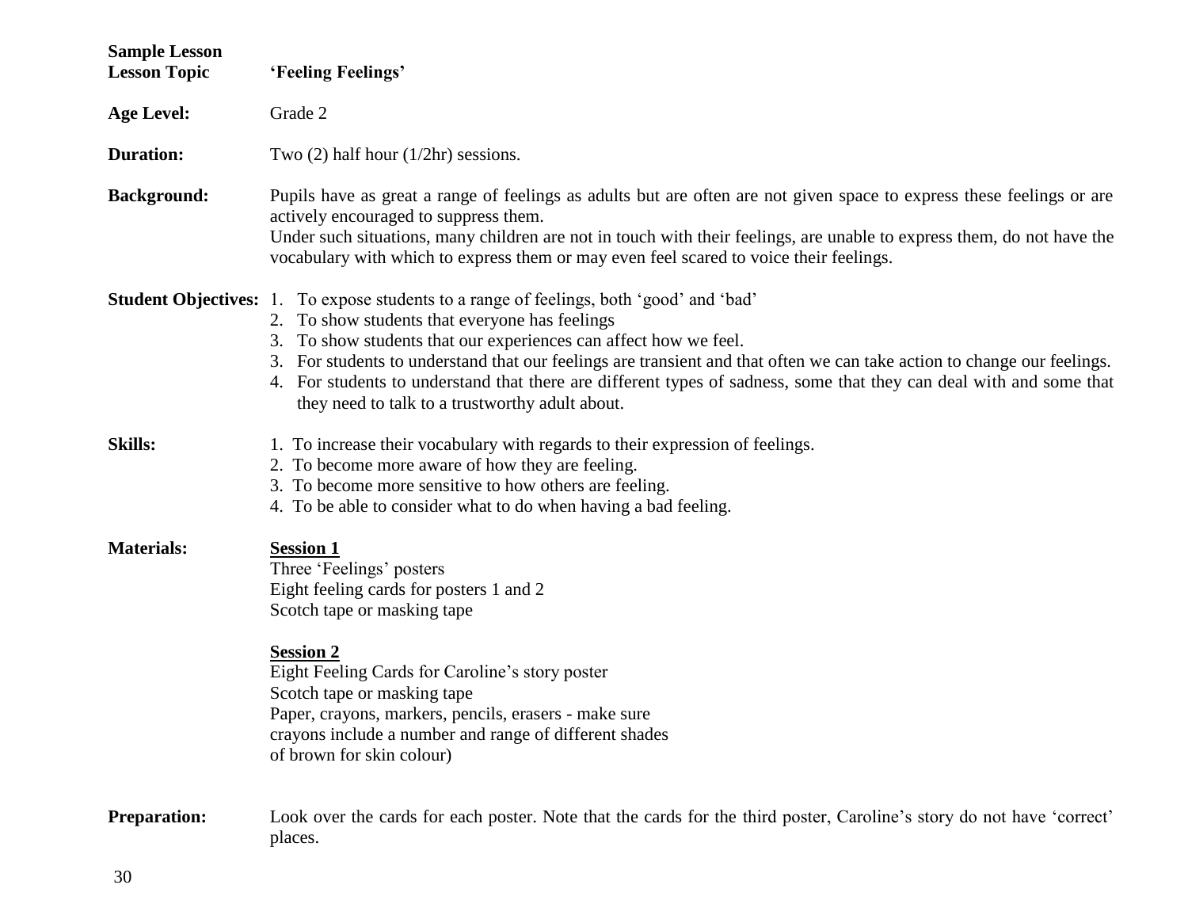**Sample Lesson**

**Lesson Topic** **'Feeling Feelings'**

**Age Level:** Grade 2

**Duration:** Two (2) half hour (1/2hr) sessions.

**Background:** Pupils have as great a range of feelings as adults but are often are not given space to express these feelings or are actively encouraged to suppress them.
Under such situations, many children are not in touch with their feelings, are unable to express them, do not have the vocabulary with which to express them or may even feel scared to voice their feelings.

**Student Objectives:**

1. To expose students to a range of feelings, both 'good' and 'bad'
2. To show students that everyone has feelings
3. To show students that our experiences can affect how we feel.
3. For students to understand that our feelings are transient and that often we can take action to change our feelings.
4. For students to understand that there are different types of sadness, some that they can deal with and some that they need to talk to a trustworthy adult about.

**Skills:**

1. To increase their vocabulary with regards to their expression of feelings.
2. To become more aware of how they are feeling.
3. To become more sensitive to how others are feeling.
4. To be able to consider what to do when having a bad feeling.

**Materials:**

**Session 1**
Three 'Feelings' posters
Eight feeling cards for posters 1 and 2
Scotch tape or masking tape

**Session 2**
Eight Feeling Cards for Caroline's story poster
Scotch tape or masking tape
Paper, crayons, markers, pencils, erasers - make sure crayons include a number and range of different shades of brown for skin colour)

**Preparation:** Look over the cards for each poster. Note that the cards for the third poster, Caroline's story do not have 'correct' places.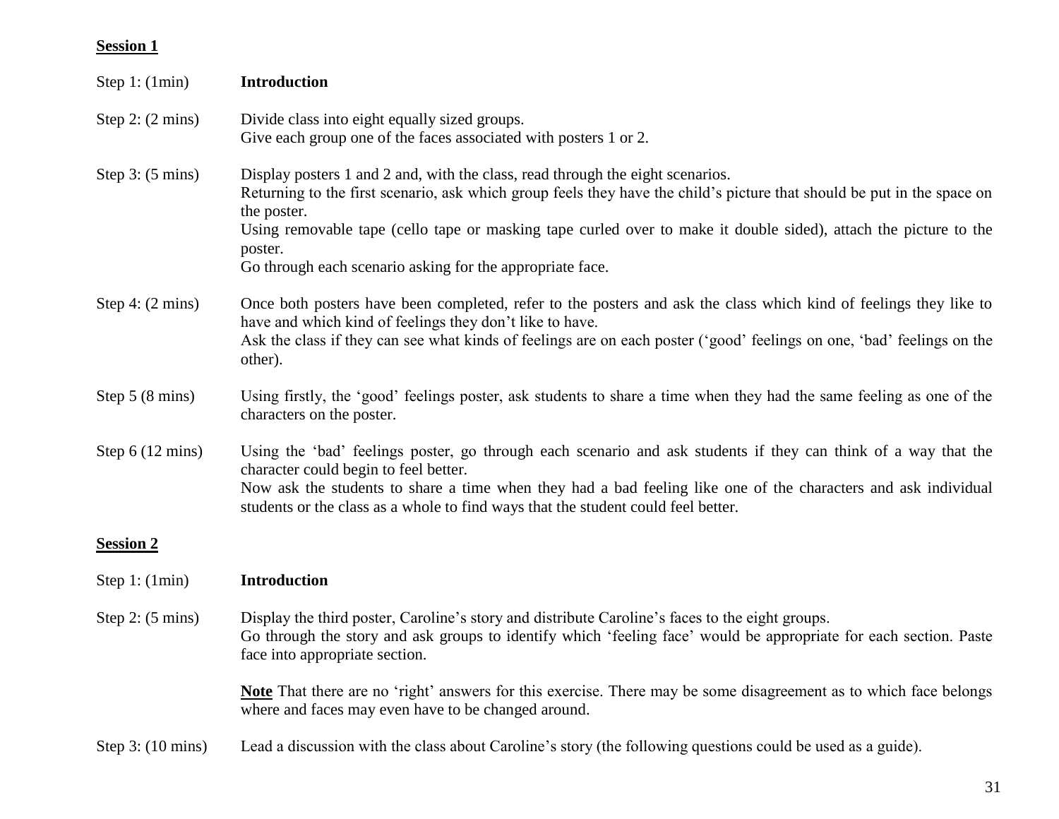**Session 1**

Step 1: (1min) **Introduction**

Step 2: (2 mins) Divide class into eight equally sized groups.
Give each group one of the faces associated with posters 1 or 2.

Step 3: (5 mins) Display posters 1 and 2 and, with the class, read through the eight scenarios.
Returning to the first scenario, ask which group feels they have the child's picture that should be put in the space on the poster.
Using removable tape (cello tape or masking tape curled over to make it double sided), attach the picture to the poster.
Go through each scenario asking for the appropriate face.

Step 4: (2 mins) Once both posters have been completed, refer to the posters and ask the class which kind of feelings they like to have and which kind of feelings they don't like to have.
Ask the class if they can see what kinds of feelings are on each poster ('good' feelings on one, 'bad' feelings on the other).

Step 5 (8 mins) Using firstly, the 'good' feelings poster, ask students to share a time when they had the same feeling as one of the characters on the poster.

Step 6 (12 mins) Using the 'bad' feelings poster, go through each scenario and ask students if they can think of a way that the character could begin to feel better.
Now ask the students to share a time when they had a bad feeling like one of the characters and ask individual students or the class as a whole to find ways that the student could feel better.

**Session 2**

Step 1: (1min) **Introduction**

Step 2: (5 mins) Display the third poster, Caroline's story and distribute Caroline's faces to the eight groups.
Go through the story and ask groups to identify which 'feeling face' would be appropriate for each section. Paste face into appropriate section.

**Note** That there are no 'right' answers for this exercise. There may be some disagreement as to which face belongs where and faces may even have to be changed around.

Step 3: (10 mins) Lead a discussion with the class about Caroline's story (the following questions could be used as a guide).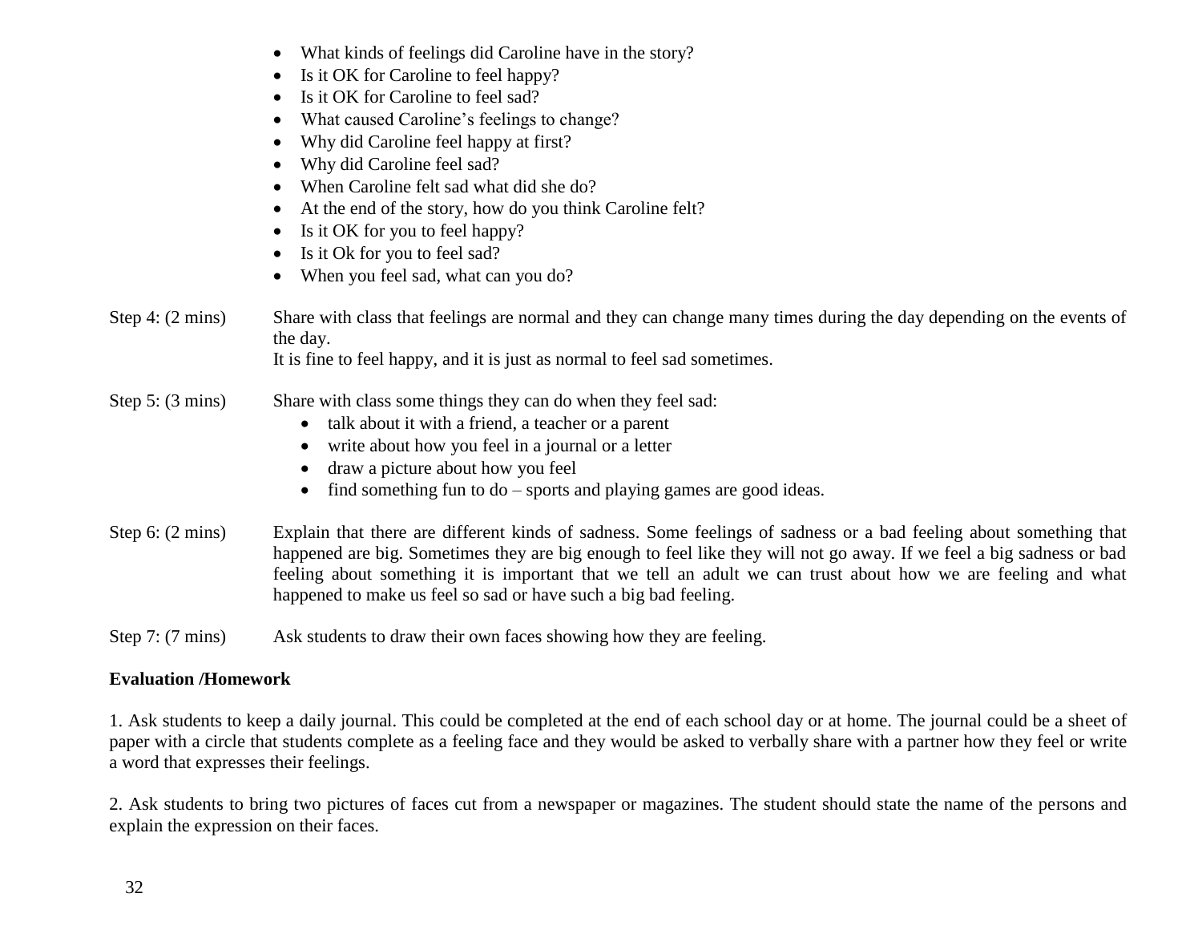- What kinds of feelings did Caroline have in the story?
- Is it OK for Caroline to feel happy?
- Is it OK for Caroline to feel sad?
- What caused Caroline's feelings to change?
- Why did Caroline feel happy at first?
- Why did Caroline feel sad?
- When Caroline felt sad what did she do?
- At the end of the story, how do you think Caroline felt?
- Is it OK for you to feel happy?
- Is it Ok for you to feel sad?
- When you feel sad, what can you do?

Step 4: (2 mins) Share with class that feelings are normal and they can change many times during the day depending on the events of the day.
It is fine to feel happy, and it is just as normal to feel sad sometimes.

Step 5: (3 mins) Share with class some things they can do when they feel sad:

- talk about it with a friend, a teacher or a parent
- write about how you feel in a journal or a letter
- draw a picture about how you feel
- find something fun to do – sports and playing games are good ideas.

Step 6: (2 mins) Explain that there are different kinds of sadness. Some feelings of sadness or a bad feeling about something that happened are big. Sometimes they are big enough to feel like they will not go away. If we feel a big sadness or bad feeling about something it is important that we tell an adult we can trust about how we are feeling and what happened to make us feel so sad or have such a big bad feeling.

Step 7: (7 mins) Ask students to draw their own faces showing how they are feeling.

**Evaluation /Homework**

1. Ask students to keep a daily journal. This could be completed at the end of each school day or at home. The journal could be a sheet of paper with a circle that students complete as a feeling face and they would be asked to verbally share with a partner how they feel or write a word that expresses their feelings.

2. Ask students to bring two pictures of faces cut from a newspaper or magazines. The student should state the name of the persons and explain the expression on their faces.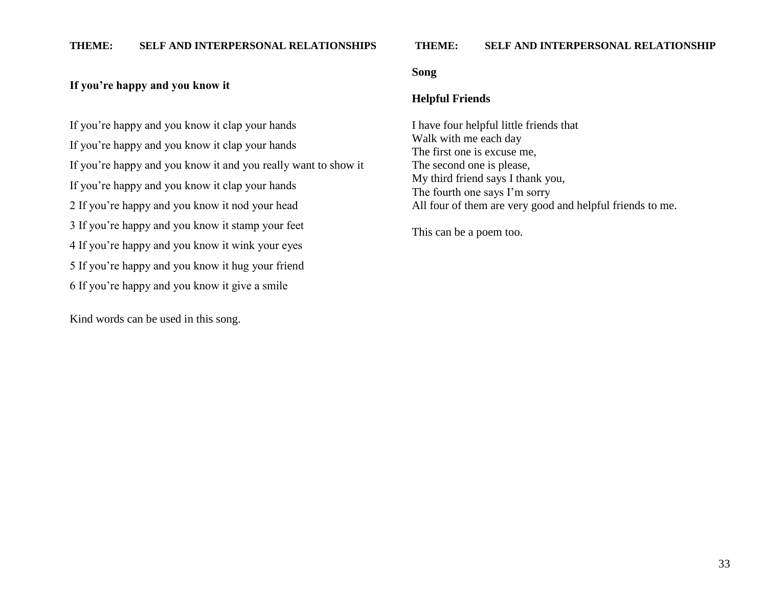**THEME: SELF AND INTERPERSONAL RELATIONSHIPS**

**If you're happy and you know it**

If you're happy and you know it clap your hands

If you're happy and you know it clap your hands

If you're happy and you know it and you really want to show it

If you're happy and you know it clap your hands

2 If you're happy and you know it nod your head

3 If you're happy and you know it stamp your feet

4 If you're happy and you know it wink your eyes

5 If you're happy and you know it hug your friend

6 If you're happy and you know it give a smile

Kind words can be used in this song.

**THEME: SELF AND INTERPERSONAL RELATIONSHIP**

**Song**

**Helpful Friends**

I have four helpful little friends that
Walk with me each day
The first one is excuse me,
The second one is please,
My third friend says I thank you,
The fourth one says I'm sorry
All four of them are very good and helpful friends to me.

This can be a poem too.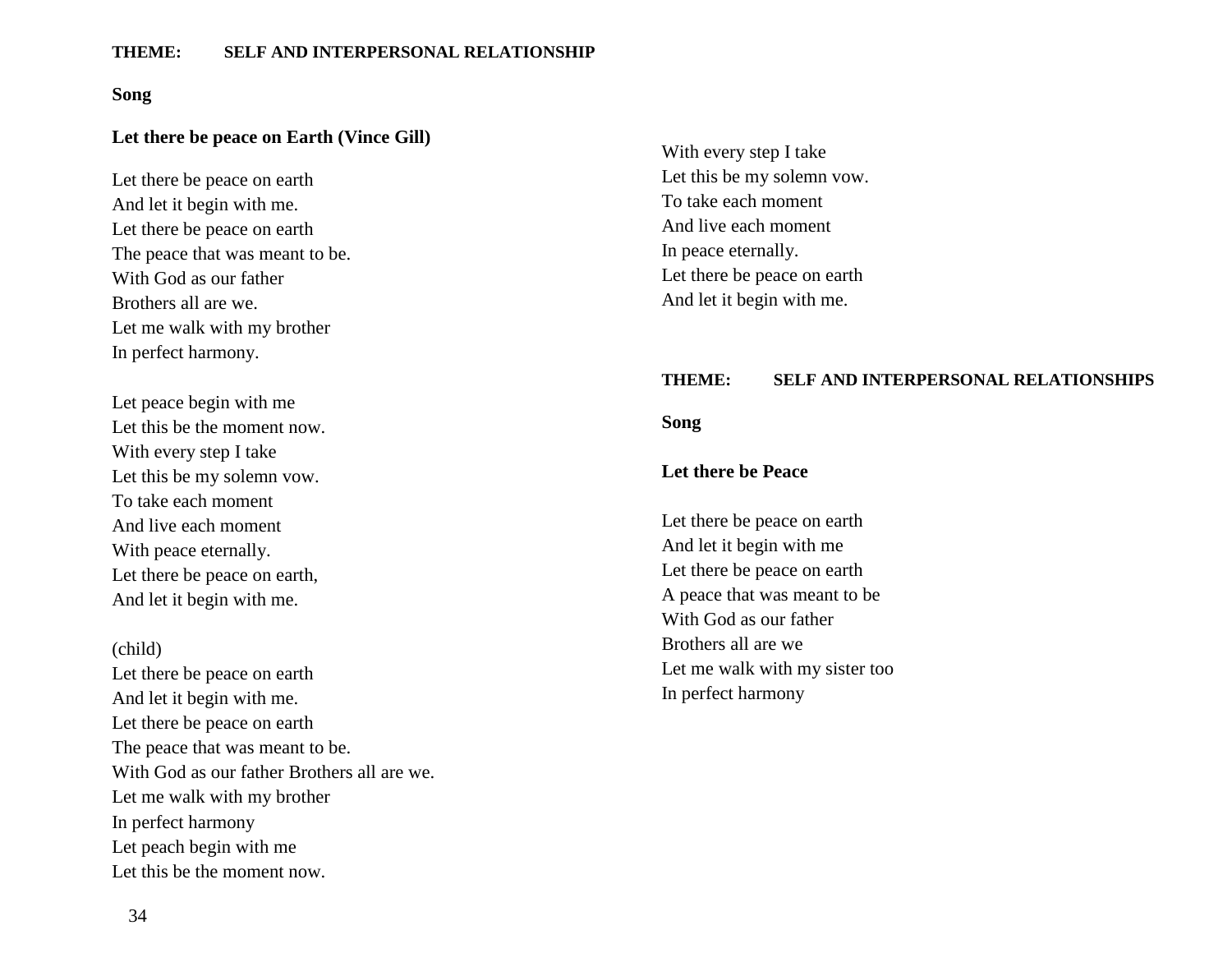**THEME: SELF AND INTERPERSONAL RELATIONSHIP**

**Song**

**Let there be peace on Earth (Vince Gill)**

Let there be peace on earth
And let it begin with me.
Let there be peace on earth
The peace that was meant to be.
With God as our father
Brothers all are we.
Let me walk with my brother
In perfect harmony.

Let peace begin with me
Let this be the moment now.
With every step I take
Let this be my solemn vow.
To take each moment
And live each moment
With peace eternally.
Let there be peace on earth,
And let it begin with me.

(child)
Let there be peace on earth
And let it begin with me.
Let there be peace on earth
The peace that was meant to be.
With God as our father Brothers all are we.
Let me walk with my brother
In perfect harmony
Let peach begin with me
Let this be the moment now.
With every step I take
Let this be my solemn vow.
To take each moment
And live each moment
In peace eternally.
Let there be peace on earth
And let it begin with me.

**THEME: SELF AND INTERPERSONAL RELATIONSHIPS**

**Song**

**Let there be Peace**

Let there be peace on earth
And let it begin with me
Let there be peace on earth
A peace that was meant to be
With God as our father
Brothers all are we
Let me walk with my sister too
In perfect harmony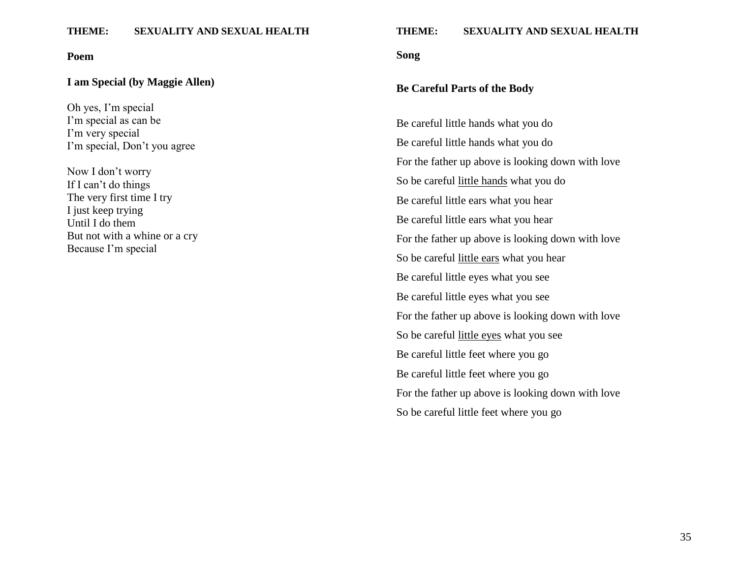**THEME: SEXUALITY AND SEXUAL HEALTH**

**Poem**

**I am Special (by Maggie Allen)**

Oh yes, I'm special
I'm special as can be
I'm very special
I'm special, Don't you agree

Now I don't worry
If I can't do things
The very first time I try
I just keep trying
Until I do them
But not with a whine or a cry
Because I'm special

**THEME: SEXUALITY AND SEXUAL HEALTH**

**Song**

**Be Careful Parts of the Body**

Be careful little hands what you do
Be careful little hands what you do
For the father up above is looking down with love
So be careful <u>little hands</u> what you do
Be careful little ears what you hear
Be careful little ears what you hear
For the father up above is looking down with love
So be careful <u>little ears</u> what you hear
Be careful little eyes what you see
Be careful little eyes what you see
For the father up above is looking down with love
So be careful <u>little eyes</u> what you see
Be careful little feet where you go
Be careful little feet where you go
For the father up above is looking down with love
So be careful little feet where you go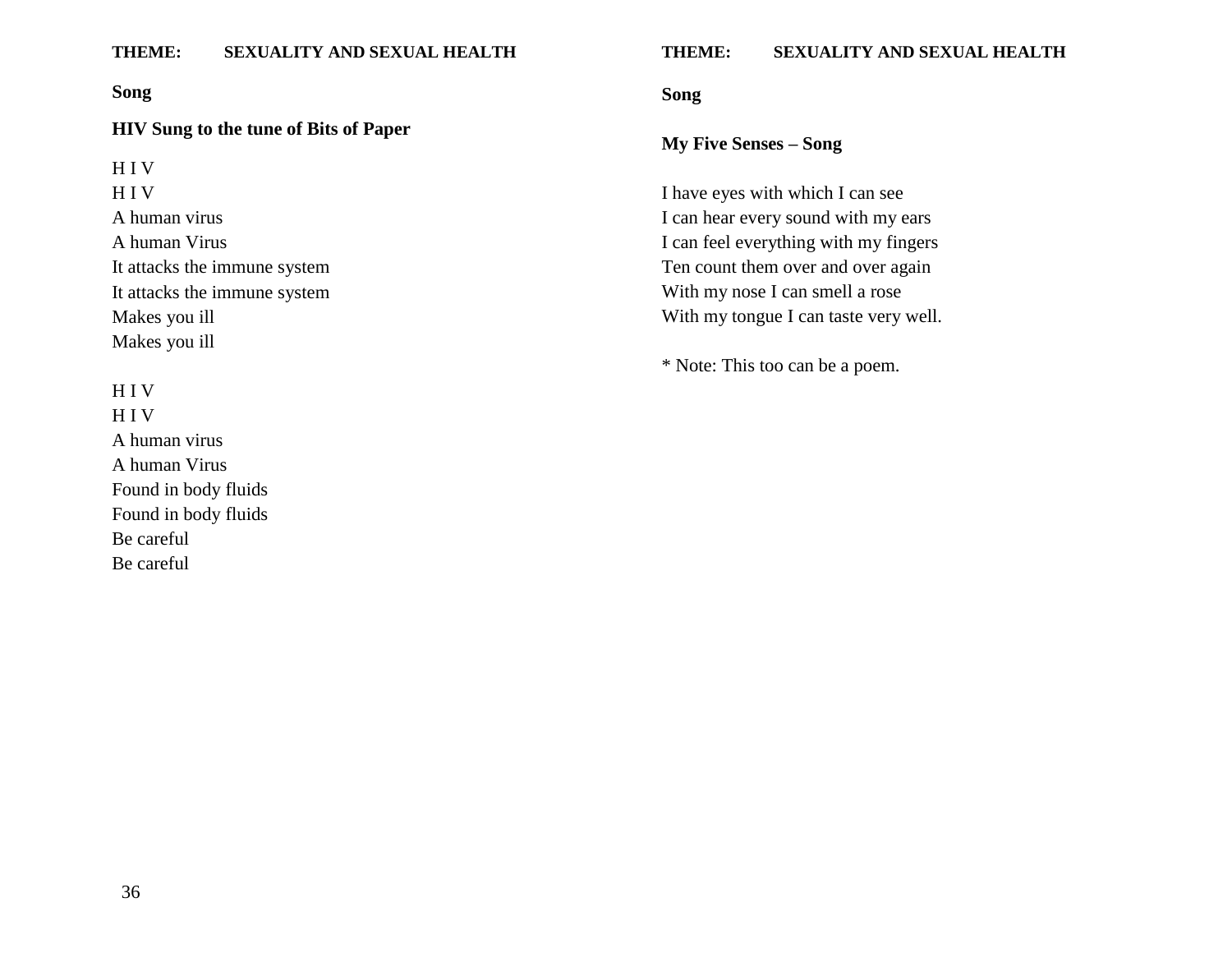**THEME: SEXUALITY AND SEXUAL HEALTH**

**Song**

**HIV Sung to the tune of Bits of Paper**

H I V  
H I V  
A human virus  
A human Virus  
It attacks the immune system  
It attacks the immune system  
Makes you ill  
Makes you ill

H I V  
H I V  
A human virus  
A human Virus  
Found in body fluids  
Found in body fluids  
Be careful  
Be careful

**THEME: SEXUALITY AND SEXUAL HEALTH**

**Song**

**My Five Senses – Song**

I have eyes with which I can see  
I can hear every sound with my ears  
I can feel everything with my fingers  
Ten count them over and over again  
With my nose I can smell a rose  
With my tongue I can taste very well.

* Note: This too can be a poem.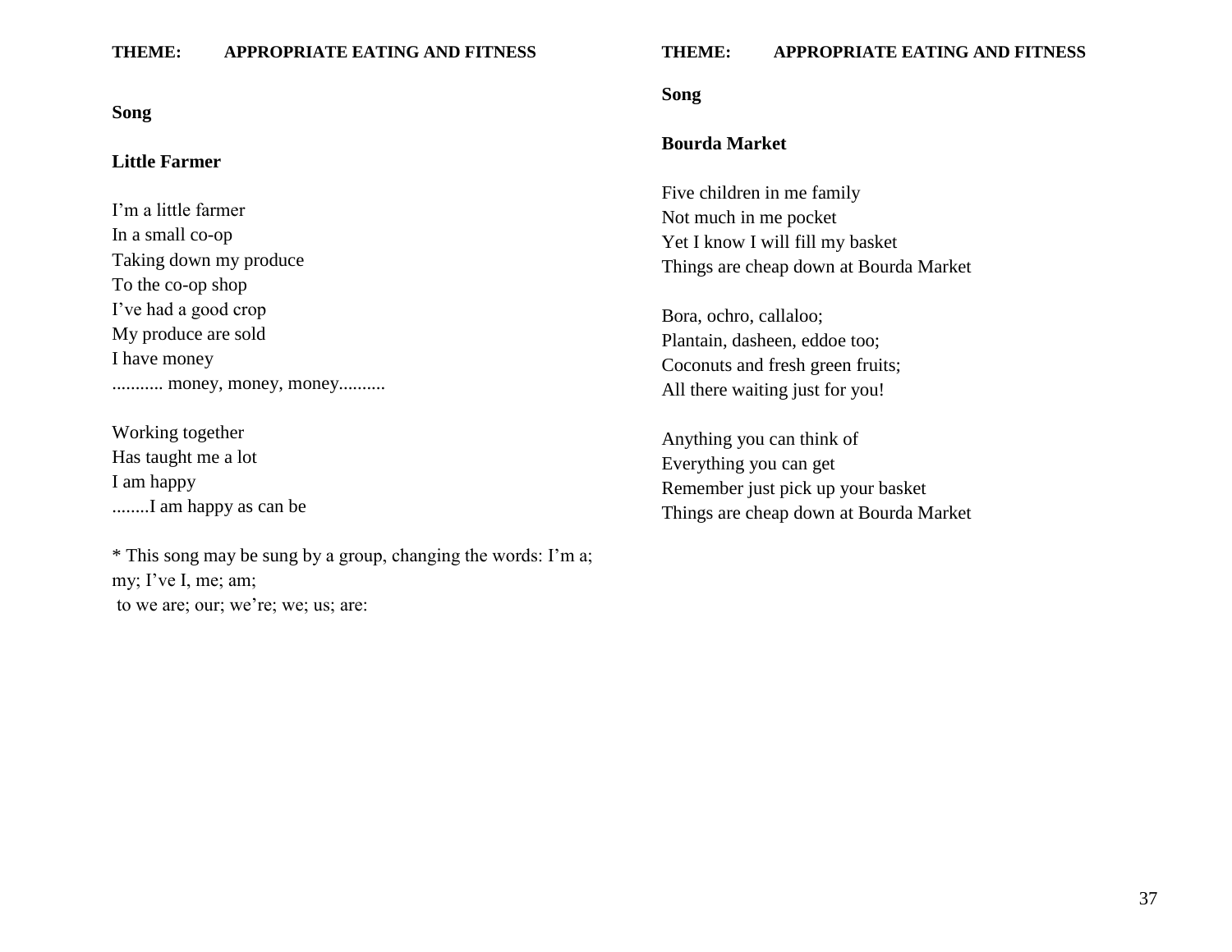**THEME: APPROPRIATE EATING AND FITNESS**

**Song**

**Little Farmer**

I'm a little farmer
In a small co-op
Taking down my produce
To the co-op shop
I've had a good crop
My produce are sold
I have money
........... money, money, money..........

Working together
Has taught me a lot
I am happy
........I am happy as can be

* This song may be sung by a group, changing the words: I'm a; my; I've I, me; am;
to we are; our; we're; we; us; are:

**THEME: APPROPRIATE EATING AND FITNESS**

**Song**

**Bourda Market**

Five children in me family
Not much in me pocket
Yet I know I will fill my basket
Things are cheap down at Bourda Market

Bora, ochro, callaloo;
Plantain, dasheen, eddoe too;
Coconuts and fresh green fruits;
All there waiting just for you!

Anything you can think of
Everything you can get
Remember just pick up your basket
Things are cheap down at Bourda Market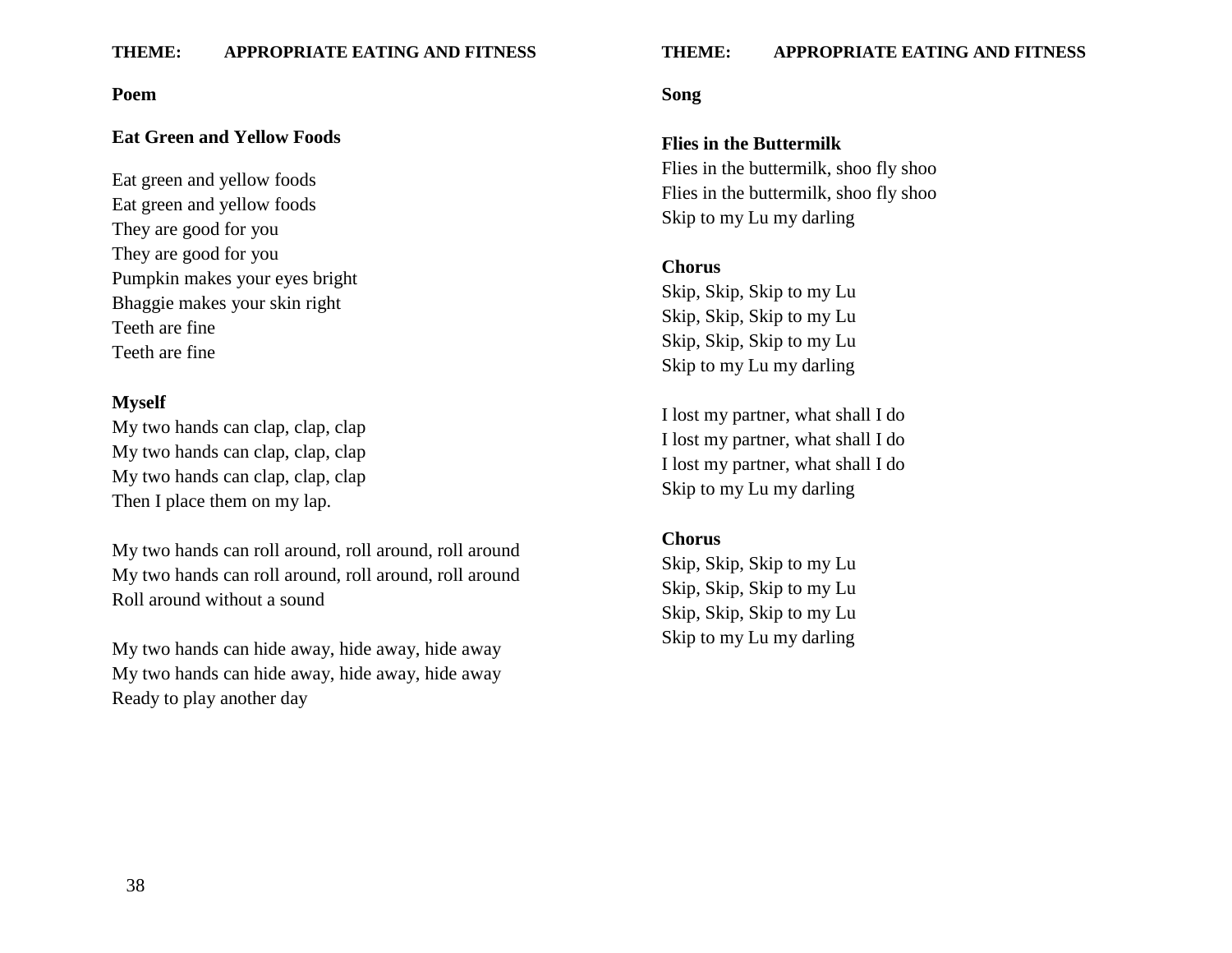**THEME: APPROPRIATE EATING AND FITNESS**

**Poem**

**Eat Green and Yellow Foods**

Eat green and yellow foods
Eat green and yellow foods
They are good for you
They are good for you
Pumpkin makes your eyes bright
Bhaggie makes your skin right
Teeth are fine
Teeth are fine

**Myself**

My two hands can clap, clap, clap
My two hands can clap, clap, clap
My two hands can clap, clap, clap
Then I place them on my lap.

My two hands can roll around, roll around, roll around
My two hands can roll around, roll around, roll around
Roll around without a sound

My two hands can hide away, hide away, hide away
My two hands can hide away, hide away, hide away
Ready to play another day

**THEME: APPROPRIATE EATING AND FITNESS**

**Song**

**Flies in the Buttermilk**

Flies in the buttermilk, shoo fly shoo
Flies in the buttermilk, shoo fly shoo
Skip to my Lu my darling

**Chorus**

Skip, Skip, Skip to my Lu
Skip, Skip, Skip to my Lu
Skip, Skip, Skip to my Lu
Skip to my Lu my darling

I lost my partner, what shall I do
I lost my partner, what shall I do
I lost my partner, what shall I do
Skip to my Lu my darling

**Chorus**

Skip, Skip, Skip to my Lu
Skip, Skip, Skip to my Lu
Skip, Skip, Skip to my Lu
Skip to my Lu my darling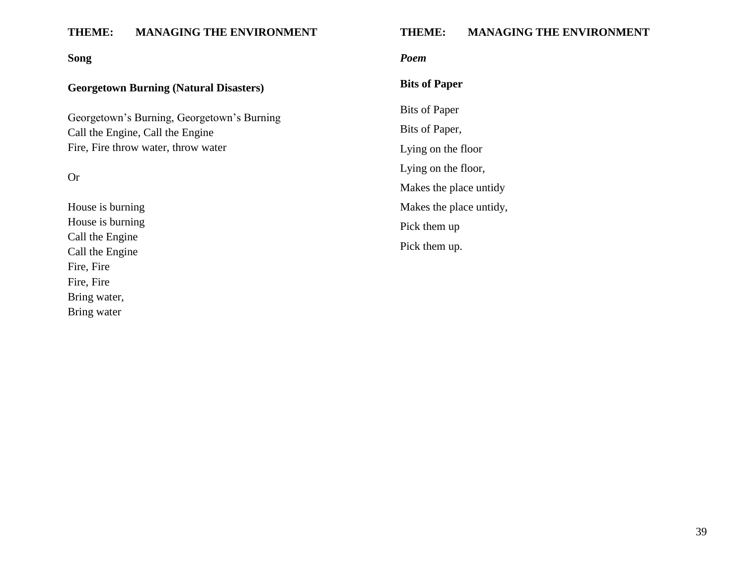**THEME: MANAGING THE ENVIRONMENT**

**Song**

**Georgetown Burning (Natural Disasters)**

Georgetown's Burning, Georgetown's Burning
Call the Engine, Call the Engine
Fire, Fire throw water, throw water

Or

House is burning
House is burning
Call the Engine
Call the Engine
Fire, Fire
Fire, Fire
Bring water,
Bring water

**THEME: MANAGING THE ENVIRONMENT**

***Poem***

**Bits of Paper**

Bits of Paper
Bits of Paper,
Lying on the floor
Lying on the floor,
Makes the place untidy
Makes the place untidy,
Pick them up
Pick them up.